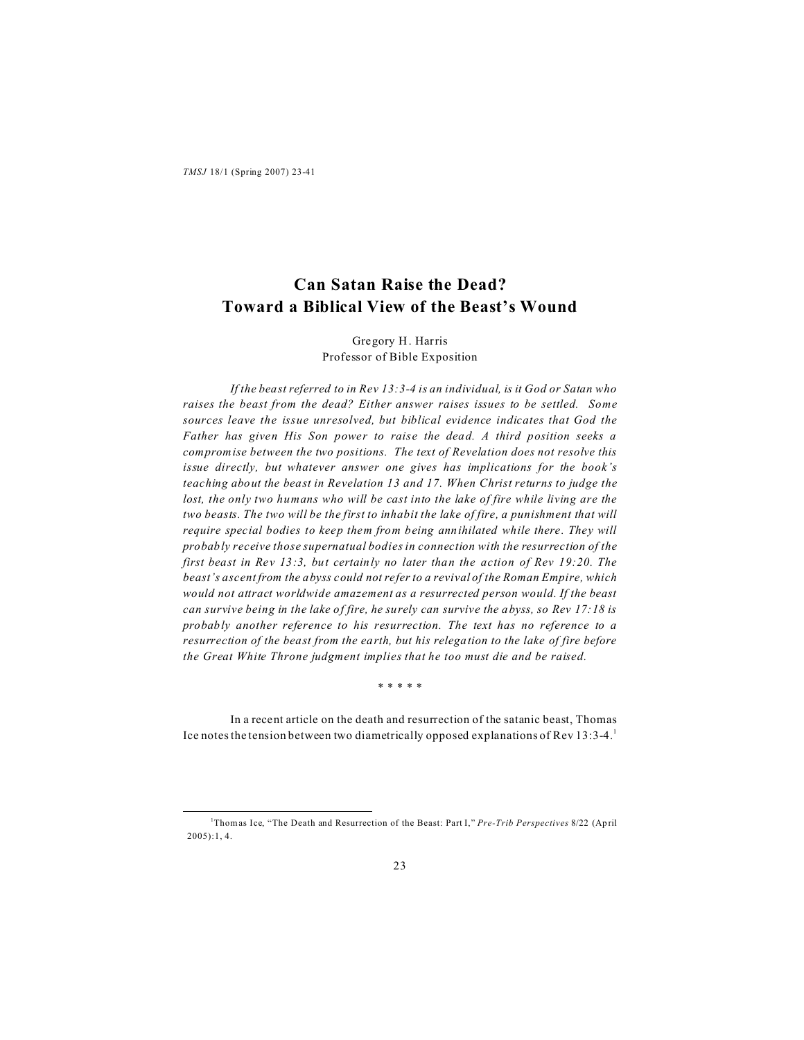# Can Satan Raise the Dead?
# Toward a Biblical View of the Beast's Wound

Gregory H. Harris
Professor of Bible Exposition

*If the beast referred to in Rev 13:3-4 is an individual, is it God or Satan who raises the beast from the dead? Either answer raises issues to be settled. Some sources leave the issue unresolved, but biblical evidence indicates that God the Father has given His Son power to raise the dead. A third position seeks a compromise between the two positions. The text of Revelation does not resolve this issue directly, but whatever answer one gives has implications for the book's teaching about the beast in Revelation 13 and 17. When Christ returns to judge the lost, the only two humans who will be cast into the lake of fire while living are the two beasts. The two will be the first to inhabit the lake of fire, a punishment that will require special bodies to keep them from being annihilated while there. They will probably receive those supernatual bodies in connection with the resurrection of the first beast in Rev 13:3, but certainly no later than the action of Rev 19:20. The beast's ascent from the abyss could not refer to a revival of the Roman Empire, which would not attract worldwide amazement as a resurrected person would. If the beast can survive being in the lake of fire, he surely can survive the abyss, so Rev 17:18 is probably another reference to his resurrection. The text has no reference to a resurrection of the beast from the earth, but his relegation to the lake of fire before the Great White Throne judgment implies that he too must die and be raised.*

\* \* \* \* \*

In a recent article on the death and resurrection of the satanic beast, Thomas Ice notes the tension between two diametrically opposed explanations of Rev 13:3-4.[1]

[1] Thomas Ice, "The Death and Resurrection of the Beast: Part I," *Pre-Trib Perspectives* 8/22 (April 2005):1, 4.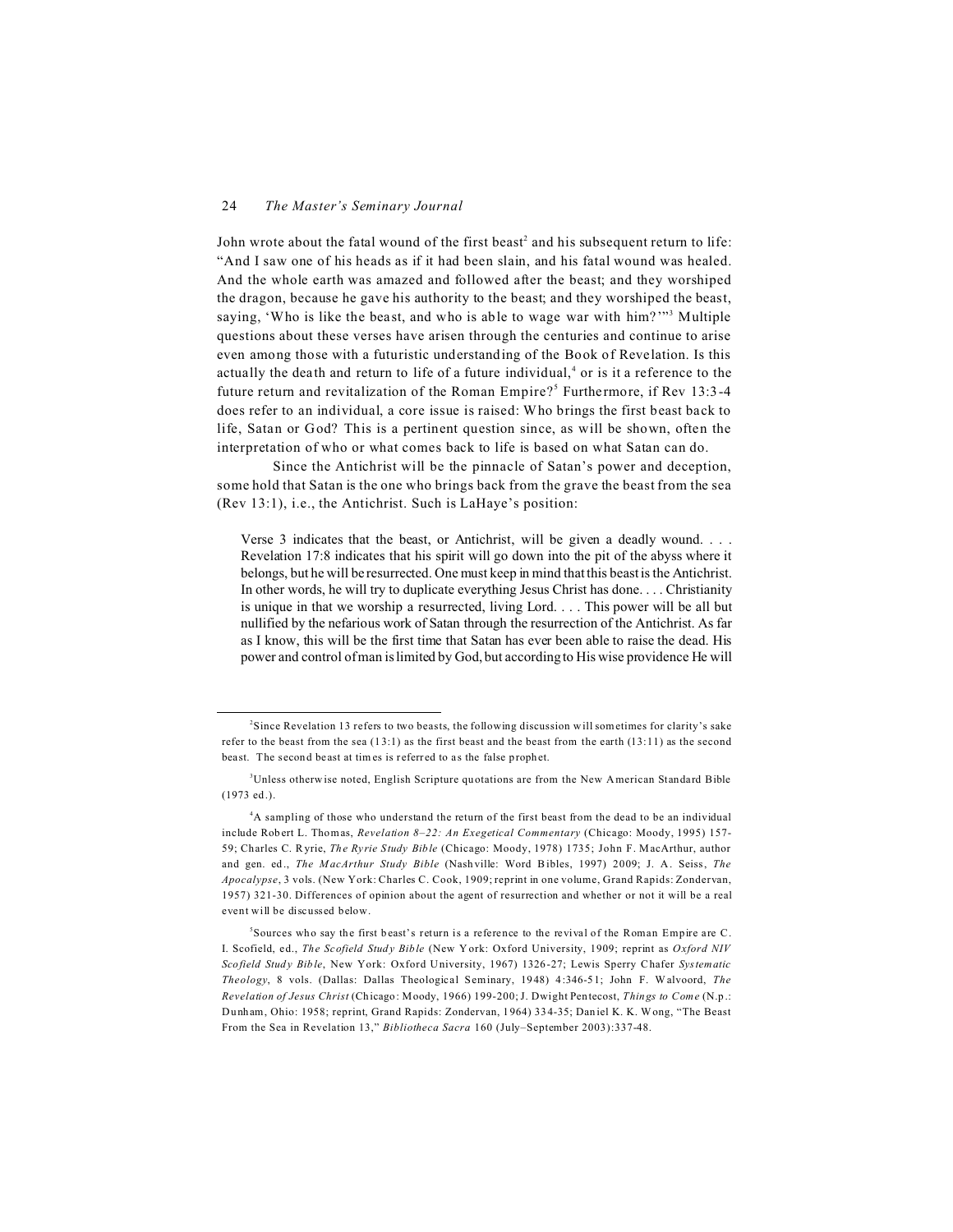John wrote about the fatal wound of the first beast[2] and his subsequent return to life: "And I saw one of his heads as if it had been slain, and his fatal wound was healed. And the whole earth was amazed and followed after the beast; and they worshiped the dragon, because he gave his authority to the beast; and they worshiped the beast, saying, 'Who is like the beast, and who is able to wage war with him?'"[3] Multiple questions about these verses have arisen through the centuries and continue to arise even among those with a futuristic understanding of the Book of Revelation. Is this actually the death and return to life of a future individual,[4] or is it a reference to the future return and revitalization of the Roman Empire?[5] Furthermore, if Rev 13:3-4 does refer to an individual, a core issue is raised: Who brings the first beast back to life, Satan or God? This is a pertinent question since, as will be shown, often the interpretation of who or what comes back to life is based on what Satan can do.

Since the Antichrist will be the pinnacle of Satan's power and deception, some hold that Satan is the one who brings back from the grave the beast from the sea (Rev 13:1), i.e., the Antichrist. Such is LaHaye's position:

> Verse 3 indicates that the beast, or Antichrist, will be given a deadly wound. . . . Revelation 17:8 indicates that his spirit will go down into the pit of the abyss where it belongs, but he will be resurrected. One must keep in mind that this beast is the Antichrist. In other words, he will try to duplicate everything Jesus Christ has done. . . . Christianity is unique in that we worship a resurrected, living Lord. . . . This power will be all but nullified by the nefarious work of Satan through the resurrection of the Antichrist. As far as I know, this will be the first time that Satan has ever been able to raise the dead. His power and control of man is limited by God, but according to His wise providence He will

---

[2] Since Revelation 13 refers to two beasts, the following discussion will sometimes for clarity's sake refer to the beast from the sea (13:1) as the first beast and the beast from the earth (13:11) as the second beast. The second beast at times is referred to as the false prophet.

[3] Unless otherwise noted, English Scripture quotations are from the New American Standard Bible (1973 ed.).

[4] A sampling of those who understand the return of the first beast from the dead to be an individual include Robert L. Thomas, *Revelation 8–22: An Exegetical Commentary* (Chicago: Moody, 1995) 157-59; Charles C. Ryrie, *The Ryrie Study Bible* (Chicago: Moody, 1978) 1735; John F. MacArthur, author and gen. ed., *The MacArthur Study Bible* (Nashville: Word Bibles, 1997) 2009; J. A. Seiss, *The Apocalypse*, 3 vols. (New York: Charles C. Cook, 1909; reprint in one volume, Grand Rapids: Zondervan, 1957) 321-30. Differences of opinion about the agent of resurrection and whether or not it will be a real event will be discussed below.

[5] Sources who say the first beast's return is a reference to the revival of the Roman Empire are C. I. Scofield, ed., *The Scofield Study Bible* (New York: Oxford University, 1909; reprint as *Oxford NIV Scofield Study Bible*, New York: Oxford University, 1967) 1326-27; Lewis Sperry Chafer *Systematic Theology*, 8 vols. (Dallas: Dallas Theological Seminary, 1948) 4:346-51; John F. Walvoord, *The Revelation of Jesus Christ* (Chicago: Moody, 1966) 199-200; J. Dwight Pentecost, *Things to Come* (N.p.: Dunham, Ohio: 1958; reprint, Grand Rapids: Zondervan, 1964) 334-35; Daniel K. K. Wong, "The Beast From the Sea in Revelation 13," *Bibliotheca Sacra* 160 (July–September 2003):337-48.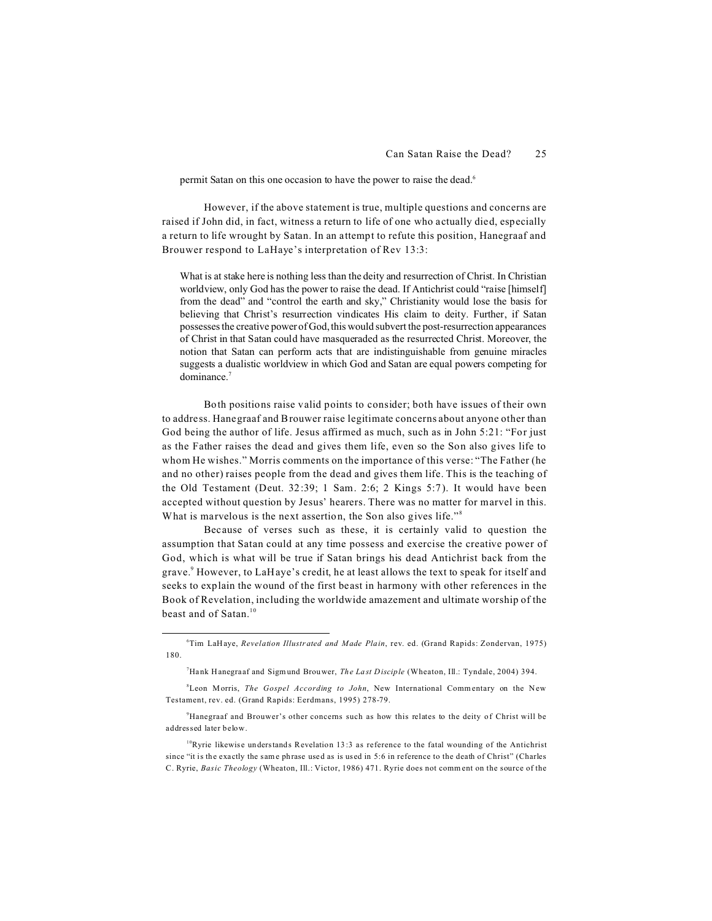permit Satan on this one occasion to have the power to raise the dead.[6]

However, if the above statement is true, multiple questions and concerns are raised if John did, in fact, witness a return to life of one who actually died, especially a return to life wrought by Satan. In an attempt to refute this position, Hanegraaf and Brouwer respond to LaHaye's interpretation of Rev 13:3:

> What is at stake here is nothing less than the deity and resurrection of Christ. In Christian worldview, only God has the power to raise the dead. If Antichrist could "raise [himself] from the dead" and "control the earth and sky," Christianity would lose the basis for believing that Christ's resurrection vindicates His claim to deity. Further, if Satan possesses the creative power of God, this would subvert the post-resurrection appearances of Christ in that Satan could have masqueraded as the resurrected Christ. Moreover, the notion that Satan can perform acts that are indistinguishable from genuine miracles suggests a dualistic worldview in which God and Satan are equal powers competing for dominance.[7]

Both positions raise valid points to consider; both have issues of their own to address. Hanegraaf and Brouwer raise legitimate concerns about anyone other than God being the author of life. Jesus affirmed as much, such as in John 5:21: "For just as the Father raises the dead and gives them life, even so the Son also gives life to whom He wishes." Morris comments on the importance of this verse: "The Father (he and no other) raises people from the dead and gives them life. This is the teaching of the Old Testament (Deut. 32:39; 1 Sam. 2:6; 2 Kings 5:7). It would have been accepted without question by Jesus' hearers. There was no matter for marvel in this. What is marvelous is the next assertion, the Son also gives life."[8]

Because of verses such as these, it is certainly valid to question the assumption that Satan could at any time possess and exercise the creative power of God, which is what will be true if Satan brings his dead Antichrist back from the grave.[9] However, to LaHaye's credit, he at least allows the text to speak for itself and seeks to explain the wound of the first beast in harmony with other references in the Book of Revelation, including the worldwide amazement and ultimate worship of the beast and of Satan.[10]

---

[6] Tim LaHaye, *Revelation Illustrated and Made Plain*, rev. ed. (Grand Rapids: Zondervan, 1975) 180.

[7] Hank Hanegraaf and Sigmund Brouwer, *The Last Disciple* (Wheaton, Ill.: Tyndale, 2004) 394.

[8] Leon Morris, *The Gospel According to John*, New International Commentary on the New Testament, rev. ed. (Grand Rapids: Eerdmans, 1995) 278-79.

[9] Hanegraaf and Brouwer's other concerns such as how this relates to the deity of Christ will be addressed later below.

[10] Ryrie likewise understands Revelation 13:3 as reference to the fatal wounding of the Antichrist since "it is the exactly the same phrase used as is used in 5:6 in reference to the death of Christ" (Charles C. Ryrie, *Basic Theology* (Wheaton, Ill.: Victor, 1986) 471. Ryrie does not comment on the source of the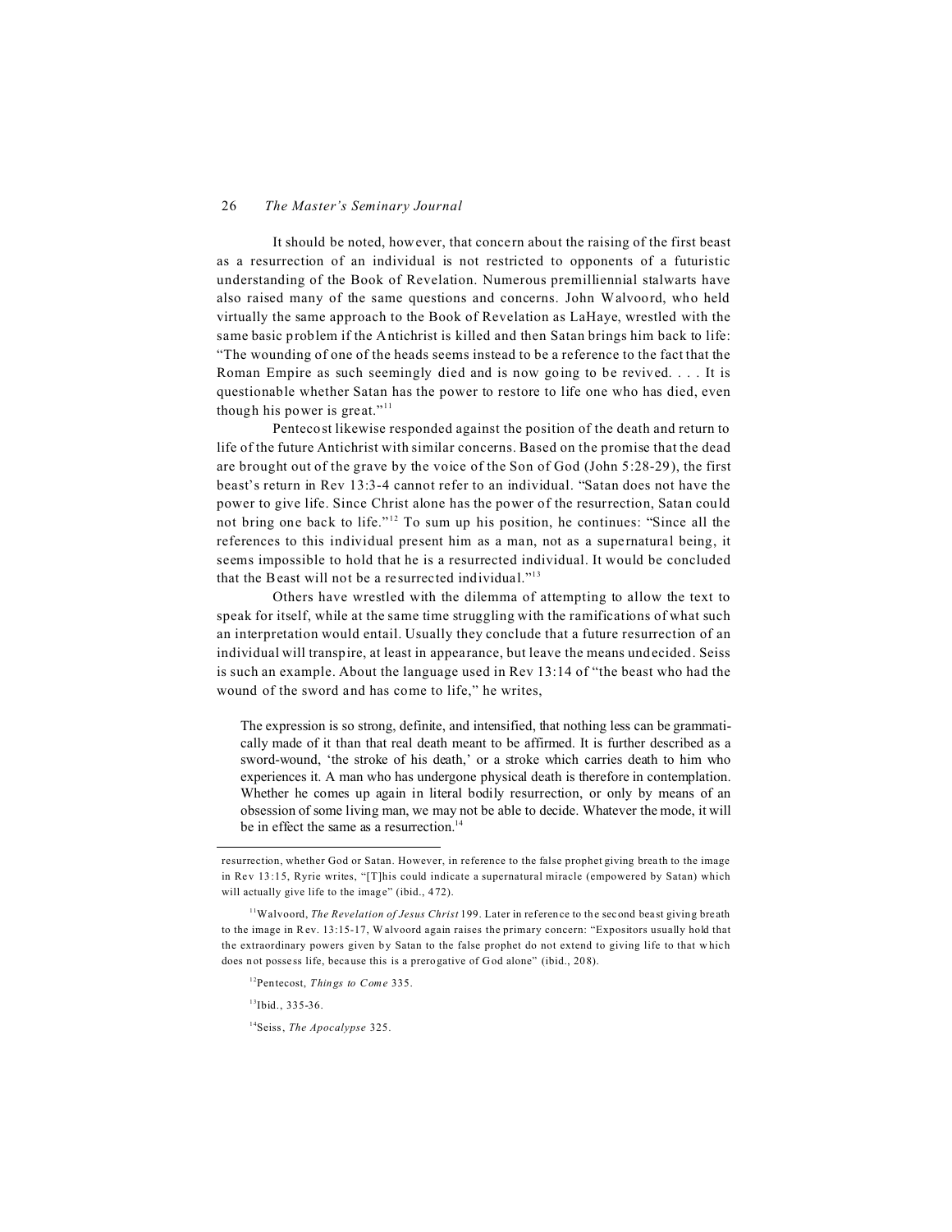It should be noted, however, that concern about the raising of the first beast as a resurrection of an individual is not restricted to opponents of a futuristic understanding of the Book of Revelation. Numerous premilliennial stalwarts have also raised many of the same questions and concerns. John Walvoord, who held virtually the same approach to the Book of Revelation as LaHaye, wrestled with the same basic problem if the Antichrist is killed and then Satan brings him back to life: "The wounding of one of the heads seems instead to be a reference to the fact that the Roman Empire as such seemingly died and is now going to be revived. . . . It is questionable whether Satan has the power to restore to life one who has died, even though his power is great."[11]

Pentecost likewise responded against the position of the death and return to life of the future Antichrist with similar concerns. Based on the promise that the dead are brought out of the grave by the voice of the Son of God (John 5:28-29), the first beast's return in Rev 13:3-4 cannot refer to an individual. "Satan does not have the power to give life. Since Christ alone has the power of the resurrection, Satan could not bring one back to life."[12] To sum up his position, he continues: "Since all the references to this individual present him as a man, not as a supernatural being, it seems impossible to hold that he is a resurrected individual. It would be concluded that the Beast will not be a resurrected individual."[13]

Others have wrestled with the dilemma of attempting to allow the text to speak for itself, while at the same time struggling with the ramifications of what such an interpretation would entail. Usually they conclude that a future resurrection of an individual will transpire, at least in appearance, but leave the means undecided. Seiss is such an example. About the language used in Rev 13:14 of "the beast who had the wound of the sword and has come to life," he writes,

> The expression is so strong, definite, and intensified, that nothing less can be grammatically made of it than that real death meant to be affirmed. It is further described as a sword-wound, 'the stroke of his death,' or a stroke which carries death to him who experiences it. A man who has undergone physical death is therefore in contemplation. Whether he comes up again in literal bodily resurrection, or only by means of an obsession of some living man, we may not be able to decide. Whatever the mode, it will be in effect the same as a resurrection.[14]

---

resurrection, whether God or Satan. However, in reference to the false prophet giving breath to the image in Rev 13:15, Ryrie writes, "[T]his could indicate a supernatural miracle (empowered by Satan) which will actually give life to the image" (ibid., 472).

[11]Walvoord, *The Revelation of Jesus Christ* 199. Later in reference to the second beast giving breath to the image in Rev. 13:15-17, Walvoord again raises the primary concern: "Expositors usually hold that the extraordinary powers given by Satan to the false prophet do not extend to giving life to that which does not possess life, because this is a prerogative of God alone" (ibid., 208).

[12]Pentecost, *Things to Come* 335.

[13]Ibid., 335-36.

[14]Seiss, *The Apocalypse* 325.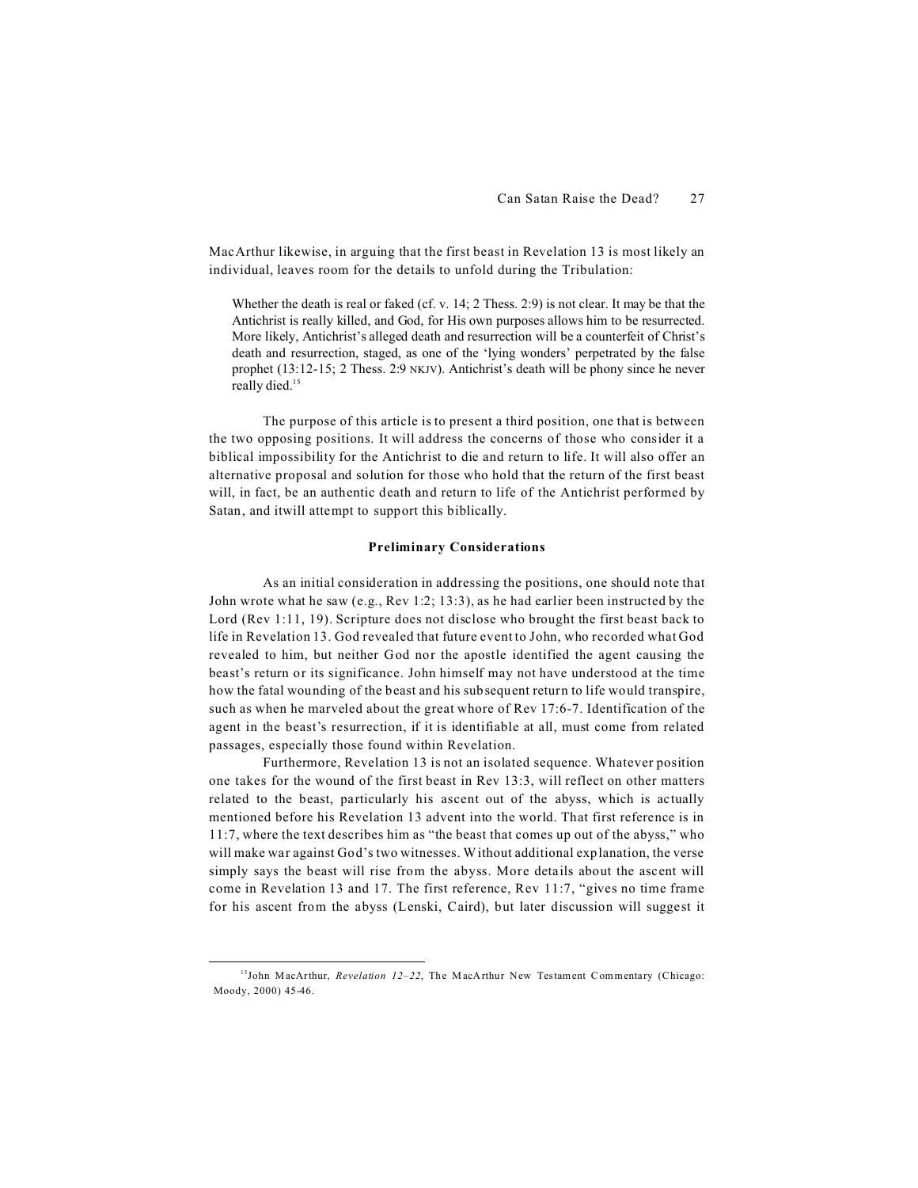MacArthur likewise, in arguing that the first beast in Revelation 13 is most likely an individual, leaves room for the details to unfold during the Tribulation:

> Whether the death is real or faked (cf. v. 14; 2 Thess. 2:9) is not clear. It may be that the Antichrist is really killed, and God, for His own purposes allows him to be resurrected. More likely, Antichrist's alleged death and resurrection will be a counterfeit of Christ's death and resurrection, staged, as one of the 'lying wonders' perpetrated by the false prophet (13:12-15; 2 Thess. 2:9 NKJV). Antichrist's death will be phony since he never really died.[15]

The purpose of this article is to present a third position, one that is between the two opposing positions. It will address the concerns of those who consider it a biblical impossibility for the Antichrist to die and return to life. It will also offer an alternative proposal and solution for those who hold that the return of the first beast will, in fact, be an authentic death and return to life of the Antichrist performed by Satan, and itwill attempt to support this biblically.

### Preliminary Considerations

As an initial consideration in addressing the positions, one should note that John wrote what he saw (e.g., Rev 1:2; 13:3), as he had earlier been instructed by the Lord (Rev 1:11, 19). Scripture does not disclose who brought the first beast back to life in Revelation 13. God revealed that future event to John, who recorded what God revealed to him, but neither God nor the apostle identified the agent causing the beast's return or its significance. John himself may not have understood at the time how the fatal wounding of the beast and his subsequent return to life would transpire, such as when he marveled about the great whore of Rev 17:6-7. Identification of the agent in the beast's resurrection, if it is identifiable at all, must come from related passages, especially those found within Revelation.

Furthermore, Revelation 13 is not an isolated sequence. Whatever position one takes for the wound of the first beast in Rev 13:3, will reflect on other matters related to the beast, particularly his ascent out of the abyss, which is actually mentioned before his Revelation 13 advent into the world. That first reference is in 11:7, where the text describes him as "the beast that comes up out of the abyss," who will make war against God's two witnesses. Without additional explanation, the verse simply says the beast will rise from the abyss. More details about the ascent will come in Revelation 13 and 17. The first reference, Rev 11:7, "gives no time frame for his ascent from the abyss (Lenski, Caird), but later discussion will suggest it

---

[15] John MacArthur, *Revelation 12–22*, The MacArthur New Testament Commentary (Chicago: Moody, 2000) 45-46.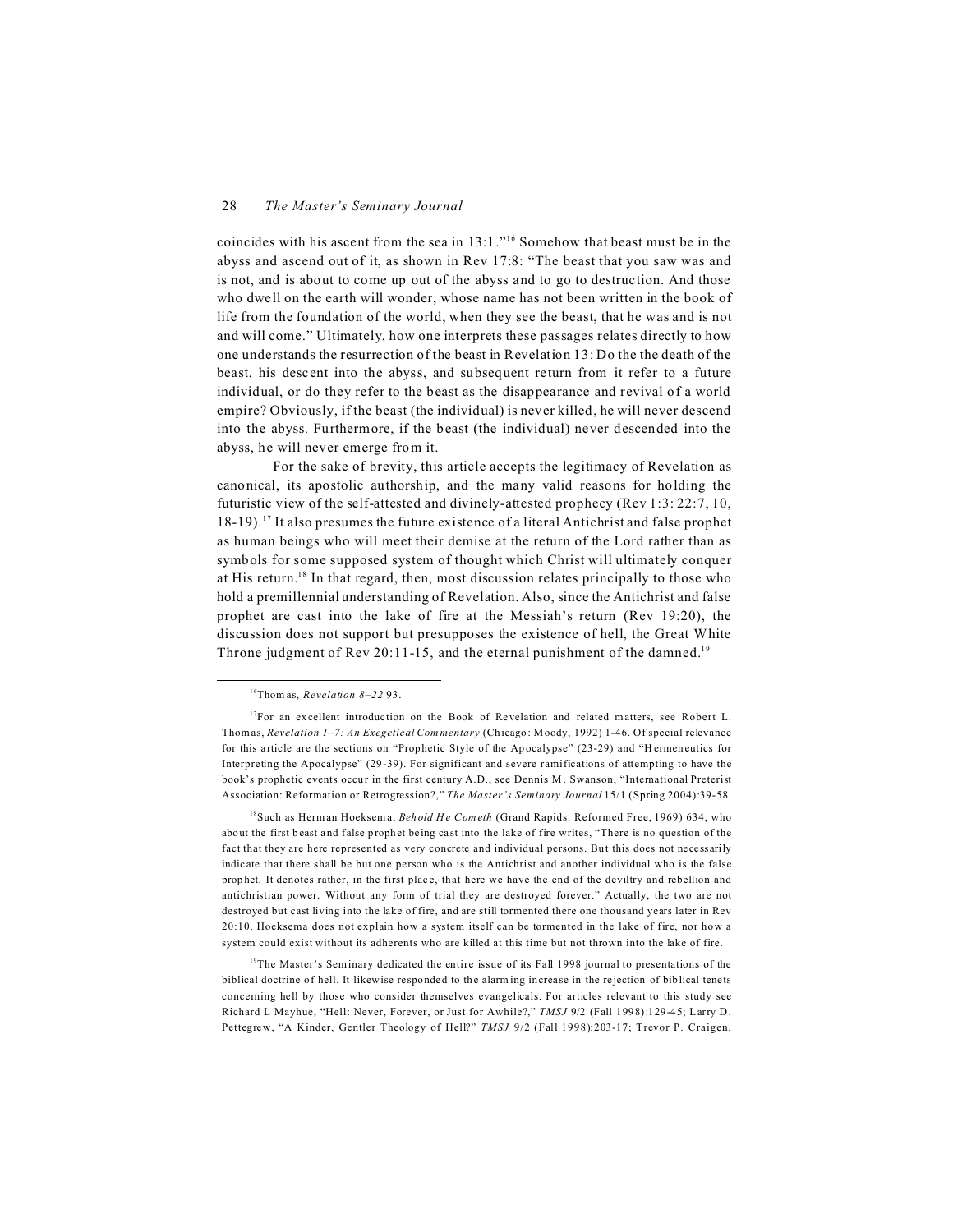coincides with his ascent from the sea in 13:1."[16] Somehow that beast must be in the abyss and ascend out of it, as shown in Rev 17:8: "The beast that you saw was and is not, and is about to come up out of the abyss and to go to destruction. And those who dwell on the earth will wonder, whose name has not been written in the book of life from the foundation of the world, when they see the beast, that he was and is not and will come." Ultimately, how one interprets these passages relates directly to how one understands the resurrection of the beast in Revelation 13: Do the the death of the beast, his descent into the abyss, and subsequent return from it refer to a future individual, or do they refer to the beast as the disappearance and revival of a world empire? Obviously, if the beast (the individual) is never killed, he will never descend into the abyss. Furthermore, if the beast (the individual) never descended into the abyss, he will never emerge from it.

For the sake of brevity, this article accepts the legitimacy of Revelation as canonical, its apostolic authorship, and the many valid reasons for holding the futuristic view of the self-attested and divinely-attested prophecy (Rev 1:3: 22:7, 10, 18-19).[17] It also presumes the future existence of a literal Antichrist and false prophet as human beings who will meet their demise at the return of the Lord rather than as symbols for some supposed system of thought which Christ will ultimately conquer at His return.[18] In that regard, then, most discussion relates principally to those who hold a premillennial understanding of Revelation. Also, since the Antichrist and false prophet are cast into the lake of fire at the Messiah's return (Rev 19:20), the discussion does not support but presupposes the existence of hell, the Great White Throne judgment of Rev 20:11-15, and the eternal punishment of the damned.[19]

---

[16]Thomas, *Revelation 8–22* 93.

[17]For an excellent introduction on the Book of Revelation and related matters, see Robert L. Thomas, *Revelation 1–7: An Exegetical Commentary* (Chicago: Moody, 1992) 1-46. Of special relevance for this article are the sections on "Prophetic Style of the Apocalypse" (23-29) and "Hermeneutics for Interpreting the Apocalypse" (29-39). For significant and severe ramifications of attempting to have the book's prophetic events occur in the first century A.D., see Dennis M. Swanson, "International Preterist Association: Reformation or Retrogression?," *The Master's Seminary Journal* 15/1 (Spring 2004):39-58.

[18]Such as Herman Hoeksema, *Behold He Cometh* (Grand Rapids: Reformed Free, 1969) 634, who about the first beast and false prophet being cast into the lake of fire writes, "There is no question of the fact that they are here represented as very concrete and individual persons. But this does not necessarily indicate that there shall be but one person who is the Antichrist and another individual who is the false prophet. It denotes rather, in the first place, that here we have the end of the deviltry and rebellion and antichristian power. Without any form of trial they are destroyed forever." Actually, the two are not destroyed but cast living into the lake of fire, and are still tormented there one thousand years later in Rev 20:10. Hoeksema does not explain how a system itself can be tormented in the lake of fire, nor how a system could exist without its adherents who are killed at this time but not thrown into the lake of fire.

[19]The Master's Seminary dedicated the entire issue of its Fall 1998 journal to presentations of the biblical doctrine of hell. It likewise responded to the alarming increase in the rejection of biblical tenets concerning hell by those who consider themselves evangelicals. For articles relevant to this study see Richard L Mayhue, "Hell: Never, Forever, or Just for Awhile?," *TMSJ* 9/2 (Fall 1998):129-45; Larry D. Pettegrew, "A Kinder, Gentler Theology of Hell?" *TMSJ* 9/2 (Fall 1998):203-17; Trevor P. Craigen,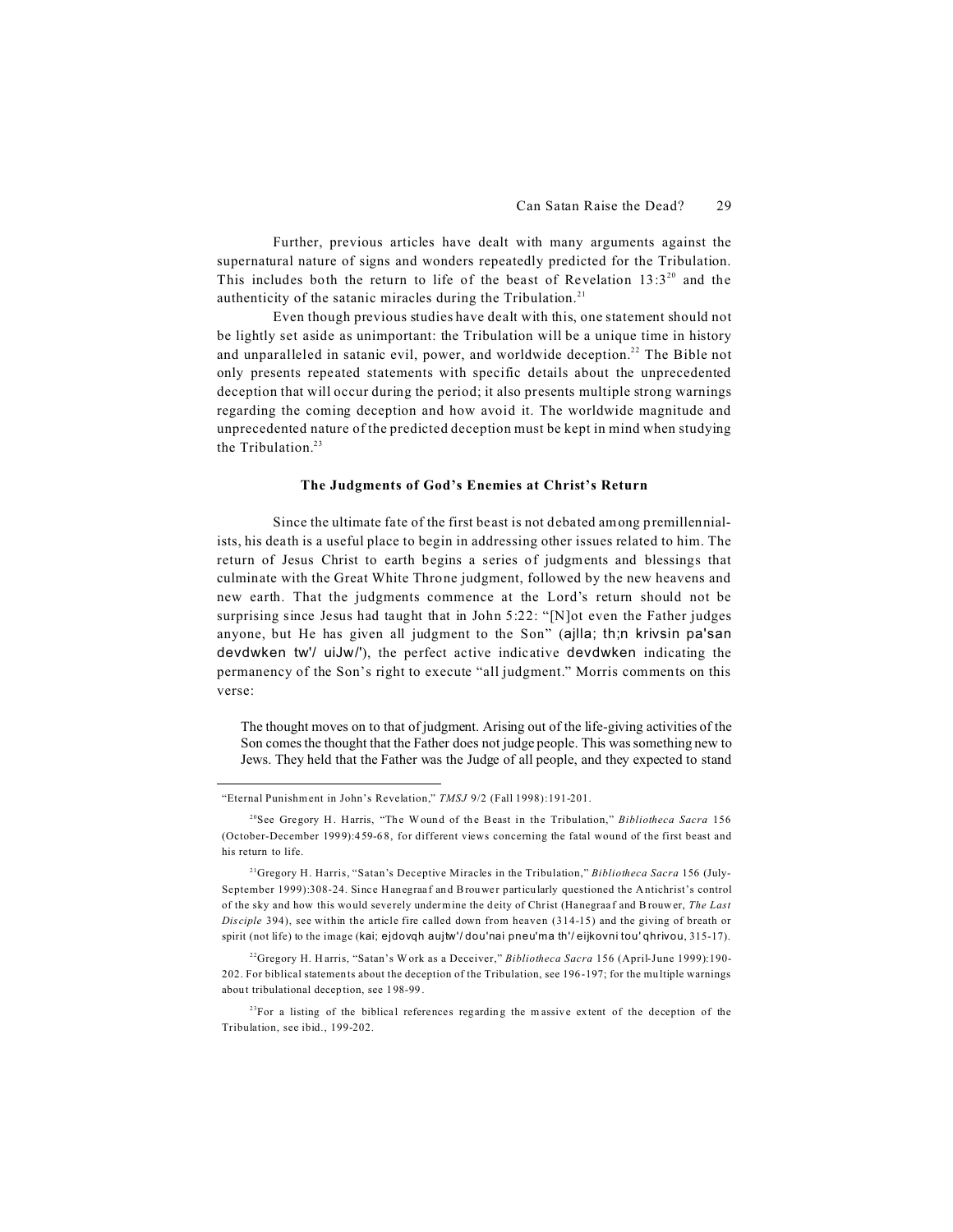Further, previous articles have dealt with many arguments against the supernatural nature of signs and wonders repeatedly predicted for the Tribulation. This includes both the return to life of the beast of Revelation 13:3[20] and the authenticity of the satanic miracles during the Tribulation.[21]

Even though previous studies have dealt with this, one statement should not be lightly set aside as unimportant: the Tribulation will be a unique time in history and unparalleled in satanic evil, power, and worldwide deception.[22] The Bible not only presents repeated statements with specific details about the unprecedented deception that will occur during the period; it also presents multiple strong warnings regarding the coming deception and how avoid it. The worldwide magnitude and unprecedented nature of the predicted deception must be kept in mind when studying the Tribulation.[23]

### The Judgments of God's Enemies at Christ's Return

Since the ultimate fate of the first beast is not debated among premillennialists, his death is a useful place to begin in addressing other issues related to him. The return of Jesus Christ to earth begins a series of judgments and blessings that culminate with the Great White Throne judgment, followed by the new heavens and new earth. That the judgments commence at the Lord's return should not be surprising since Jesus had taught that in John 5:22: "[N]ot even the Father judges anyone, but He has given all judgment to the Son" (ajlla; th;n krivsin pa'san devdwken tw'/ uiJw/'), the perfect active indicative devdwken indicating the permanency of the Son's right to execute "all judgment." Morris comments on this verse:

> The thought moves on to that of judgment. Arising out of the life-giving activities of the Son comes the thought that the Father does not judge people. This was something new to Jews. They held that the Father was the Judge of all people, and they expected to stand

---

"Eternal Punishment in John's Revelation," *TMSJ* 9/2 (Fall 1998):191-201.

[20]See Gregory H. Harris, "The Wound of the Beast in the Tribulation," *Bibliotheca Sacra* 156 (October-December 1999):459-68, for different views concerning the fatal wound of the first beast and his return to life.

[21]Gregory H. Harris, "Satan's Deceptive Miracles in the Tribulation," *Bibliotheca Sacra* 156 (July-September 1999):308-24. Since Hanegraaf and Brouwer particularly questioned the Antichrist's control of the sky and how this would severely undermine the deity of Christ (Hanegraaf and Brouwer, *The Last Disciple* 394), see within the article fire called down from heaven (314-15) and the giving of breath or spirit (not life) to the image (kai; ejdovqh aujtw'/ dou'nai pneu'ma th'/ eijkovni tou' qhrivou, 315-17).

[22]Gregory H. Harris, "Satan's Work as a Deceiver," *Bibliotheca Sacra* 156 (April-June 1999):190-202. For biblical statements about the deception of the Tribulation, see 196-197; for the multiple warnings about tribulational deception, see 198-99.

[23]For a listing of the biblical references regarding the massive extent of the deception of the Tribulation, see ibid., 199-202.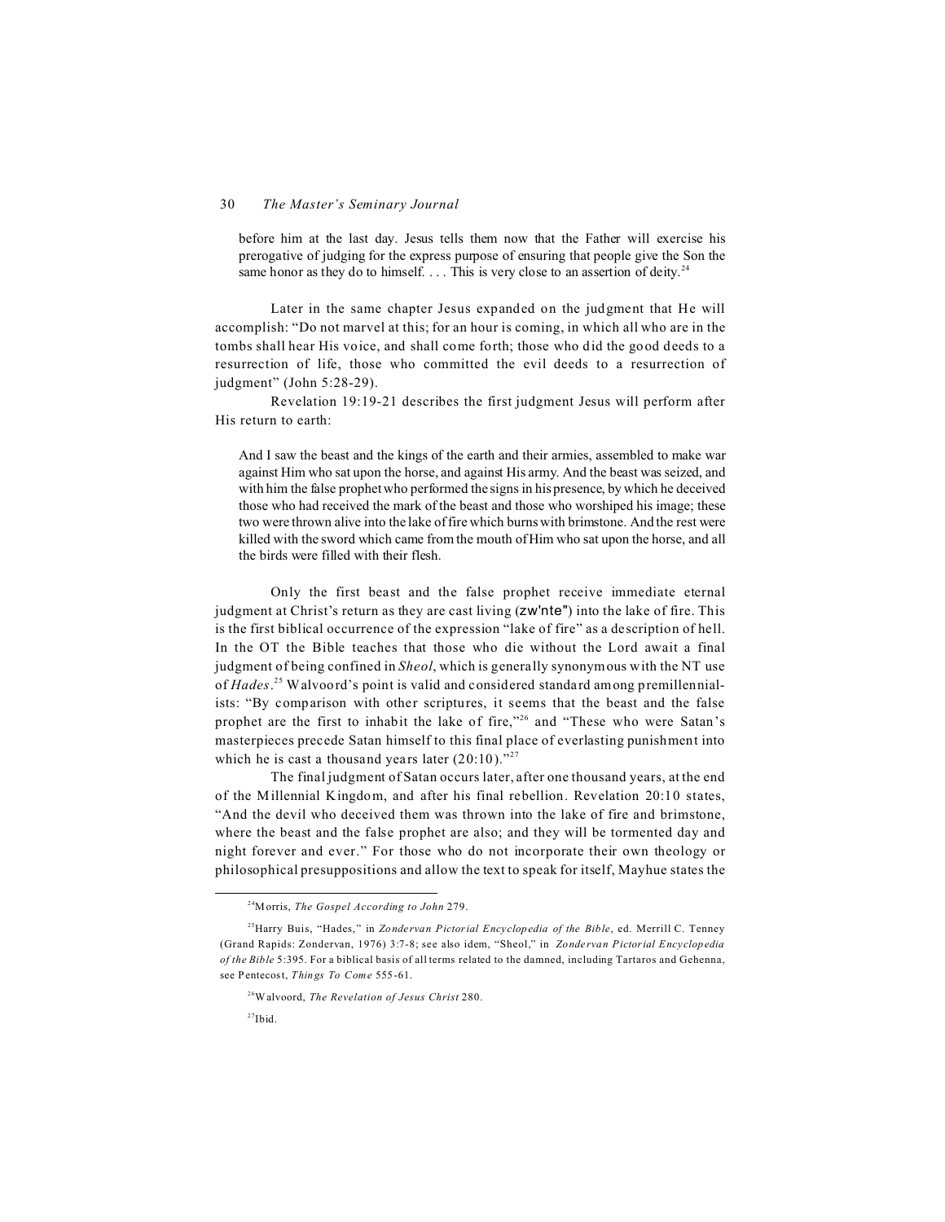before him at the last day. Jesus tells them now that the Father will exercise his prerogative of judging for the express purpose of ensuring that people give the Son the same honor as they do to himself. . . . This is very close to an assertion of deity.[24]

Later in the same chapter Jesus expanded on the judgment that He will accomplish: "Do not marvel at this; for an hour is coming, in which all who are in the tombs shall hear His voice, and shall come forth; those who did the good deeds to a resurrection of life, those who committed the evil deeds to a resurrection of judgment" (John 5:28-29).

Revelation 19:19-21 describes the first judgment Jesus will perform after His return to earth:

> And I saw the beast and the kings of the earth and their armies, assembled to make war against Him who sat upon the horse, and against His army. And the beast was seized, and with him the false prophet who performed the signs in his presence, by which he deceived those who had received the mark of the beast and those who worshiped his image; these two were thrown alive into the lake of fire which burns with brimstone. And the rest were killed with the sword which came from the mouth of Him who sat upon the horse, and all the birds were filled with their flesh.

Only the first beast and the false prophet receive immediate eternal judgment at Christ's return as they are cast living (zw'nte") into the lake of fire. This is the first biblical occurrence of the expression "lake of fire" as a description of hell. In the OT the Bible teaches that those who die without the Lord await a final judgment of being confined in *Sheol*, which is generally synonymous with the NT use of *Hades*.[25] Walvoord's point is valid and considered standard among premillennialists: "By comparison with other scriptures, it seems that the beast and the false prophet are the first to inhabit the lake of fire,"[26] and "These who were Satan's masterpieces precede Satan himself to this final place of everlasting punishment into which he is cast a thousand years later (20:10)."[27]

The final judgment of Satan occurs later, after one thousand years, at the end of the Millennial Kingdom, and after his final rebellion. Revelation 20:10 states, "And the devil who deceived them was thrown into the lake of fire and brimstone, where the beast and the false prophet are also; and they will be tormented day and night forever and ever." For those who do not incorporate their own theology or philosophical presuppositions and allow the text to speak for itself, Mayhue states the

---

[24]Morris, *The Gospel According to John* 279.

[25]Harry Buis, "Hades," in *Zondervan Pictorial Encyclopedia of the Bible*, ed. Merrill C. Tenney (Grand Rapids: Zondervan, 1976) 3:7-8; see also idem, "Sheol," in *Zondervan Pictorial Encyclopedia of the Bible* 5:395. For a biblical basis of all terms related to the damned, including Tartaros and Gehenna, see Pentecost, *Things To Come* 555-61.

[26]Walvoord, *The Revelation of Jesus Christ* 280.

[27]Ibid.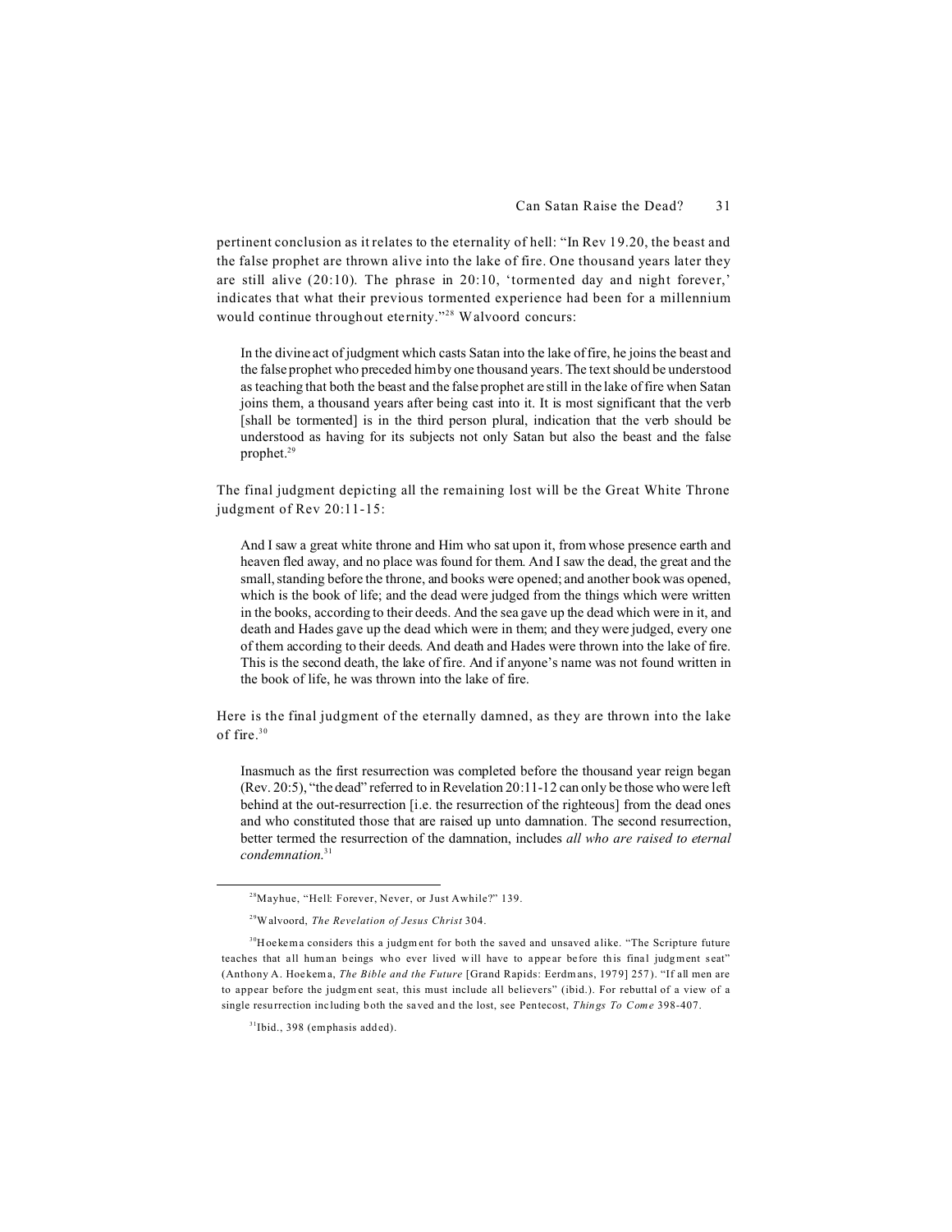pertinent conclusion as it relates to the eternality of hell: "In Rev 19.20, the beast and the false prophet are thrown alive into the lake of fire. One thousand years later they are still alive (20:10). The phrase in 20:10, 'tormented day and night forever,' indicates that what their previous tormented experience had been for a millennium would continue throughout eternity."[28] Walvoord concurs:

> In the divine act of judgment which casts Satan into the lake of fire, he joins the beast and the false prophet who preceded him by one thousand years. The text should be understood as teaching that both the beast and the false prophet are still in the lake of fire when Satan joins them, a thousand years after being cast into it. It is most significant that the verb [shall be tormented] is in the third person plural, indication that the verb should be understood as having for its subjects not only Satan but also the beast and the false prophet.[29]

The final judgment depicting all the remaining lost will be the Great White Throne judgment of Rev 20:11-15:

> And I saw a great white throne and Him who sat upon it, from whose presence earth and heaven fled away, and no place was found for them. And I saw the dead, the great and the small, standing before the throne, and books were opened; and another book was opened, which is the book of life; and the dead were judged from the things which were written in the books, according to their deeds. And the sea gave up the dead which were in it, and death and Hades gave up the dead which were in them; and they were judged, every one of them according to their deeds. And death and Hades were thrown into the lake of fire. This is the second death, the lake of fire. And if anyone's name was not found written in the book of life, he was thrown into the lake of fire.

Here is the final judgment of the eternally damned, as they are thrown into the lake of fire.[30]

> Inasmuch as the first resurrection was completed before the thousand year reign began (Rev. 20:5), "the dead" referred to in Revelation 20:11-12 can only be those who were left behind at the out-resurrection [i.e. the resurrection of the righteous] from the dead ones and who constituted those that are raised up unto damnation. The second resurrection, better termed the resurrection of the damnation, includes *all who are raised to eternal condemnation*.[31]

---

[28]Mayhue, "Hell: Forever, Never, or Just Awhile?" 139.

[29]Walvoord, *The Revelation of Jesus Christ* 304.

[30]Hoekema considers this a judgment for both the saved and unsaved alike. "The Scripture future teaches that all human beings who ever lived will have to appear before this final judgment seat" (Anthony A. Hoekema, *The Bible and the Future* [Grand Rapids: Eerdmans, 1979] 257). "If all men are to appear before the judgment seat, this must include all believers" (ibid.). For rebuttal of a view of a single resurrection including both the saved and the lost, see Pentecost, *Things To Come* 398-407.

[31]Ibid., 398 (emphasis added).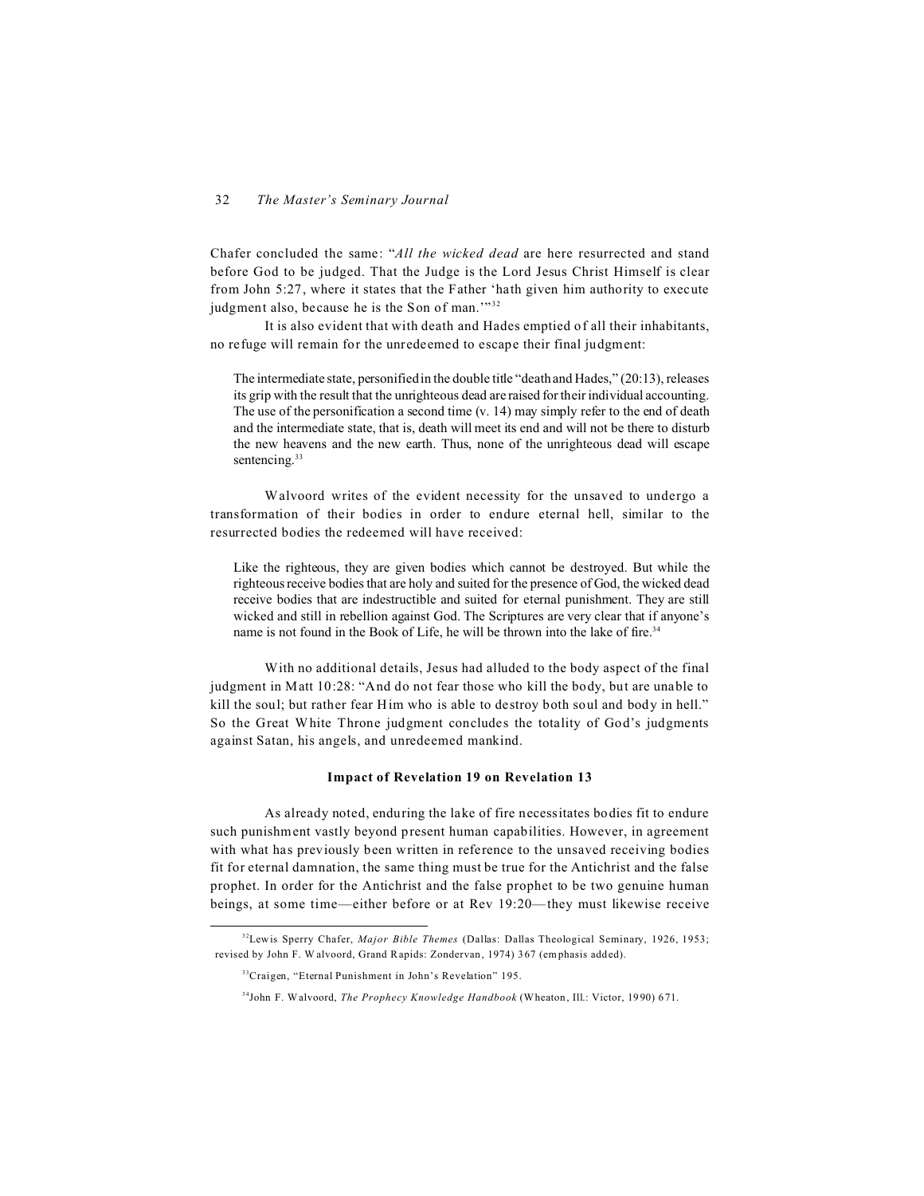Chafer concluded the same: "*All the wicked dead* are here resurrected and stand before God to be judged. That the Judge is the Lord Jesus Christ Himself is clear from John 5:27, where it states that the Father 'hath given him authority to execute judgment also, because he is the Son of man.'"[32]

It is also evident that with death and Hades emptied of all their inhabitants, no refuge will remain for the unredeemed to escape their final judgment:

> The intermediate state, personified in the double title "death and Hades," (20:13), releases its grip with the result that the unrighteous dead are raised for their individual accounting. The use of the personification a second time (v. 14) may simply refer to the end of death and the intermediate state, that is, death will meet its end and will not be there to disturb the new heavens and the new earth. Thus, none of the unrighteous dead will escape sentencing.[33]

Walvoord writes of the evident necessity for the unsaved to undergo a transformation of their bodies in order to endure eternal hell, similar to the resurrected bodies the redeemed will have received:

> Like the righteous, they are given bodies which cannot be destroyed. But while the righteous receive bodies that are holy and suited for the presence of God, the wicked dead receive bodies that are indestructible and suited for eternal punishment. They are still wicked and still in rebellion against God. The Scriptures are very clear that if anyone's name is not found in the Book of Life, he will be thrown into the lake of fire.[34]

With no additional details, Jesus had alluded to the body aspect of the final judgment in Matt 10:28: "And do not fear those who kill the body, but are unable to kill the soul; but rather fear Him who is able to destroy both soul and body in hell." So the Great White Throne judgment concludes the totality of God's judgments against Satan, his angels, and unredeemed mankind.

### Impact of Revelation 19 on Revelation 13

As already noted, enduring the lake of fire necessitates bodies fit to endure such punishment vastly beyond present human capabilities. However, in agreement with what has previously been written in reference to the unsaved receiving bodies fit for eternal damnation, the same thing must be true for the Antichrist and the false prophet. In order for the Antichrist and the false prophet to be two genuine human beings, at some time—either before or at Rev 19:20—they must likewise receive

---

[32] Lewis Sperry Chafer, *Major Bible Themes* (Dallas: Dallas Theological Seminary, 1926, 1953; revised by John F. Walvoord, Grand Rapids: Zondervan, 1974) 367 (emphasis added).

[33] Craigen, "Eternal Punishment in John's Revelation" 195.

[34] John F. Walvoord, *The Prophecy Knowledge Handbook* (Wheaton, Ill.: Victor, 1990) 671.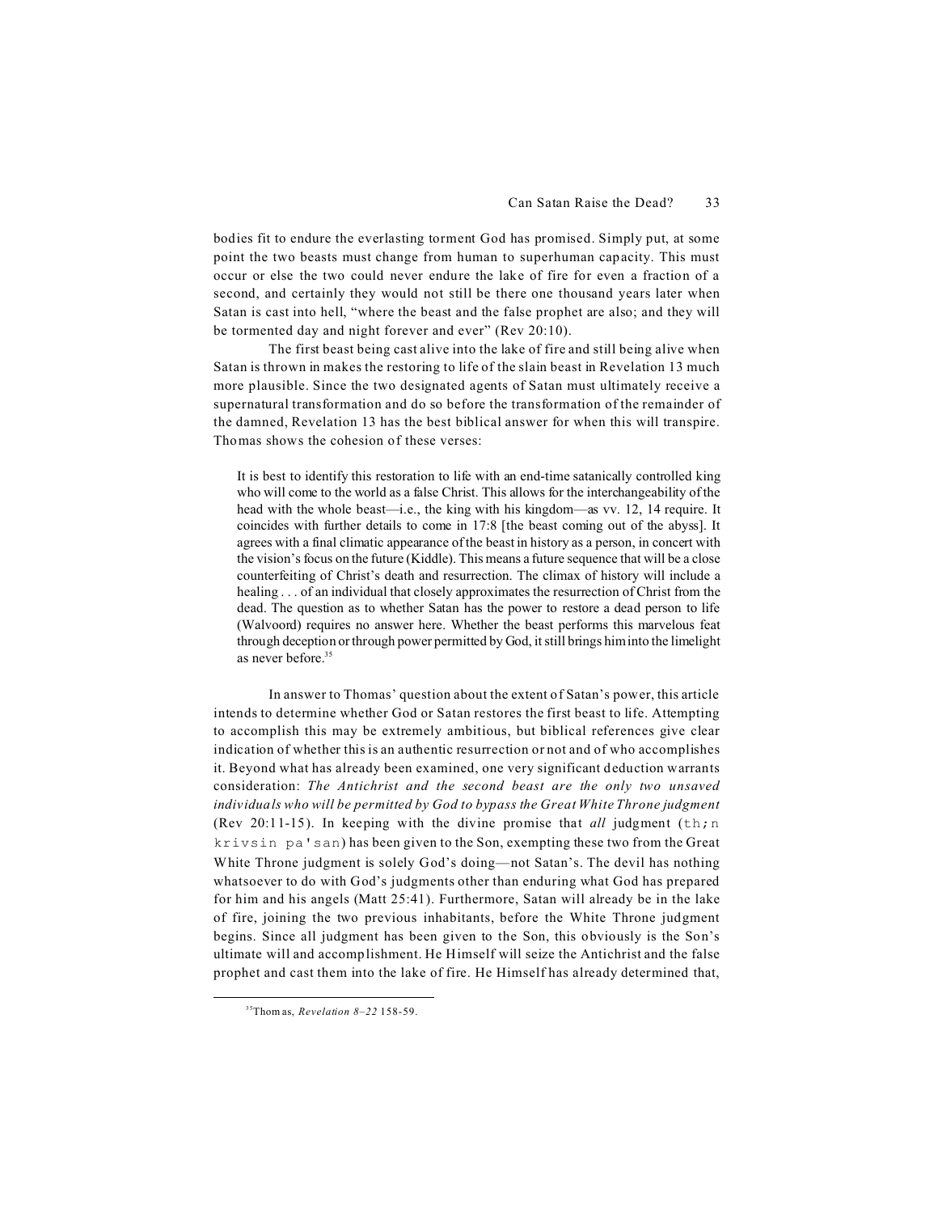bodies fit to endure the everlasting torment God has promised. Simply put, at some point the two beasts must change from human to superhuman capacity. This must occur or else the two could never endure the lake of fire for even a fraction of a second, and certainly they would not still be there one thousand years later when Satan is cast into hell, "where the beast and the false prophet are also; and they will be tormented day and night forever and ever" (Rev 20:10).

The first beast being cast alive into the lake of fire and still being alive when Satan is thrown in makes the restoring to life of the slain beast in Revelation 13 much more plausible. Since the two designated agents of Satan must ultimately receive a supernatural transformation and do so before the transformation of the remainder of the damned, Revelation 13 has the best biblical answer for when this will transpire. Thomas shows the cohesion of these verses:

> It is best to identify this restoration to life with an end-time satanically controlled king who will come to the world as a false Christ. This allows for the interchangeability of the head with the whole beast—i.e., the king with his kingdom—as vv. 12, 14 require. It coincides with further details to come in 17:8 [the beast coming out of the abyss]. It agrees with a final climatic appearance of the beast in history as a person, in concert with the vision's focus on the future (Kiddle). This means a future sequence that will be a close counterfeiting of Christ's death and resurrection. The climax of history will include a healing . . . of an individual that closely approximates the resurrection of Christ from the dead. The question as to whether Satan has the power to restore a dead person to life (Walvoord) requires no answer here. Whether the beast performs this marvelous feat through deception or through power permitted by God, it still brings him into the limelight as never before.[35]

In answer to Thomas' question about the extent of Satan's power, this article intends to determine whether God or Satan restores the first beast to life. Attempting to accomplish this may be extremely ambitious, but biblical references give clear indication of whether this is an authentic resurrection or not and of who accomplishes it. Beyond what has already been examined, one very significant deduction warrants consideration: *The Antichrist and the second beast are the only two unsaved individuals who will be permitted by God to bypass the Great White Throne judgment* (Rev 20:11-15). In keeping with the divine promise that *all* judgment (th;n krivsin pa'san) has been given to the Son, exempting these two from the Great White Throne judgment is solely God's doing—not Satan's. The devil has nothing whatsoever to do with God's judgments other than enduring what God has prepared for him and his angels (Matt 25:41). Furthermore, Satan will already be in the lake of fire, joining the two previous inhabitants, before the White Throne judgment begins. Since all judgment has been given to the Son, this obviously is the Son's ultimate will and accomplishment. He Himself will seize the Antichrist and the false prophet and cast them into the lake of fire. He Himself has already determined that,

---

[35] Thomas, *Revelation 8–22* 158-59.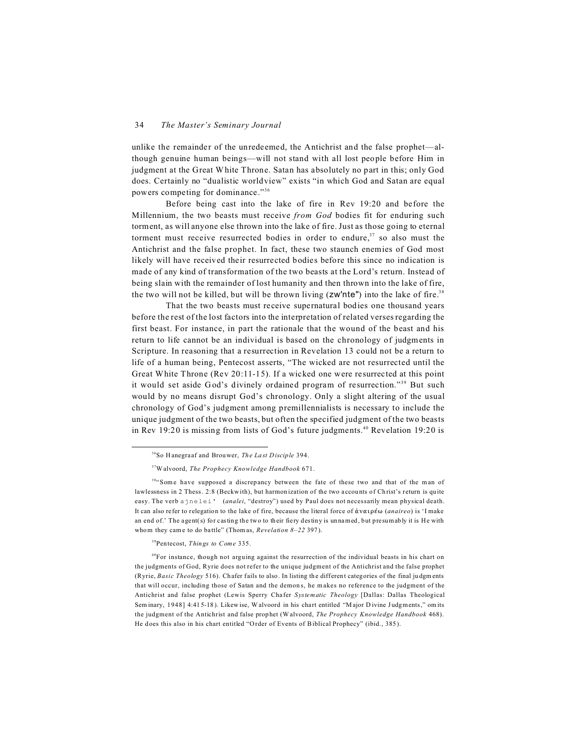unlike the remainder of the unredeemed, the Antichrist and the false prophet—although genuine human beings—will not stand with all lost people before Him in judgment at the Great White Throne. Satan has absolutely no part in this; only God does. Certainly no "dualistic worldview" exists "in which God and Satan are equal powers competing for dominance."[36]

Before being cast into the lake of fire in Rev 19:20 and before the Millennium, the two beasts must receive *from God* bodies fit for enduring such torment, as will anyone else thrown into the lake of fire. Just as those going to eternal torment must receive resurrected bodies in order to endure,[37] so also must the Antichrist and the false prophet. In fact, these two staunch enemies of God most likely will have received their resurrected bodies before this since no indication is made of any kind of transformation of the two beasts at the Lord's return. Instead of being slain with the remainder of lost humanity and then thrown into the lake of fire, the two will not be killed, but will be thrown living (zw'nte") into the lake of fire.[38]

That the two beasts must receive supernatural bodies one thousand years before the rest of the lost factors into the interpretation of related verses regarding the first beast. For instance, in part the rationale that the wound of the beast and his return to life cannot be an individual is based on the chronology of judgments in Scripture. In reasoning that a resurrection in Revelation 13 could not be a return to life of a human being, Pentecost asserts, "The wicked are not resurrected until the Great White Throne (Rev 20:11-15). If a wicked one were resurrected at this point it would set aside God's divinely ordained program of resurrection."[39] But such would by no means disrupt God's chronology. Only a slight altering of the usual chronology of God's judgment among premillennialists is necessary to include the unique judgment of the two beasts, but often the specified judgment of the two beasts in Rev 19:20 is missing from lists of God's future judgments.[40] Revelation 19:20 is

---

[36]So Hanegraaf and Brouwer, *The Last Disciple* 394.

[37]Walvoord, *The Prophecy Knowledge Handbook* 671.

[38]"Some have supposed a discrepancy between the fate of these two and that of the man of lawlessness in 2 Thess. 2:8 (Beckwith), but harmonization of the two accounts of Christ's return is quite easy. The verb ajnelei' (*analei*, "destroy") used by Paul does not necessarily mean physical death. It can also refer to relegation to the lake of fire, because the literal force of ἀναιρέω (*anaireo*) is 'I make an end of.' The agent(s) for casting the two to their fiery destiny is unnamed, but presumably it is He with whom they came to do battle" (Thomas, *Revelation 8–22* 397).

[39]Pentecost, *Things to Come* 335.

[40]For instance, though not arguing against the resurrection of the individual beasts in his chart on the judgments of God, Ryrie does not refer to the unique judgment of the Antichrist and the false prophet (Ryrie, *Basic Theology* 516). Chafer fails to also. In listing the different categories of the final judgments that will occur, including those of Satan and the demons, he makes no reference to the judgment of the Antichrist and false prophet (Lewis Sperry Chafer *Systematic Theology* [Dallas: Dallas Theological Seminary, 1948] 4:415-18). Likewise, Walvoord in his chart entitled "Major Divine Judgments," omits the judgment of the Antichrist and false prophet (Walvoord, *The Prophecy Knowledge Handbook* 468). He does this also in his chart entitled "Order of Events of Biblical Prophecy" (ibid., 385).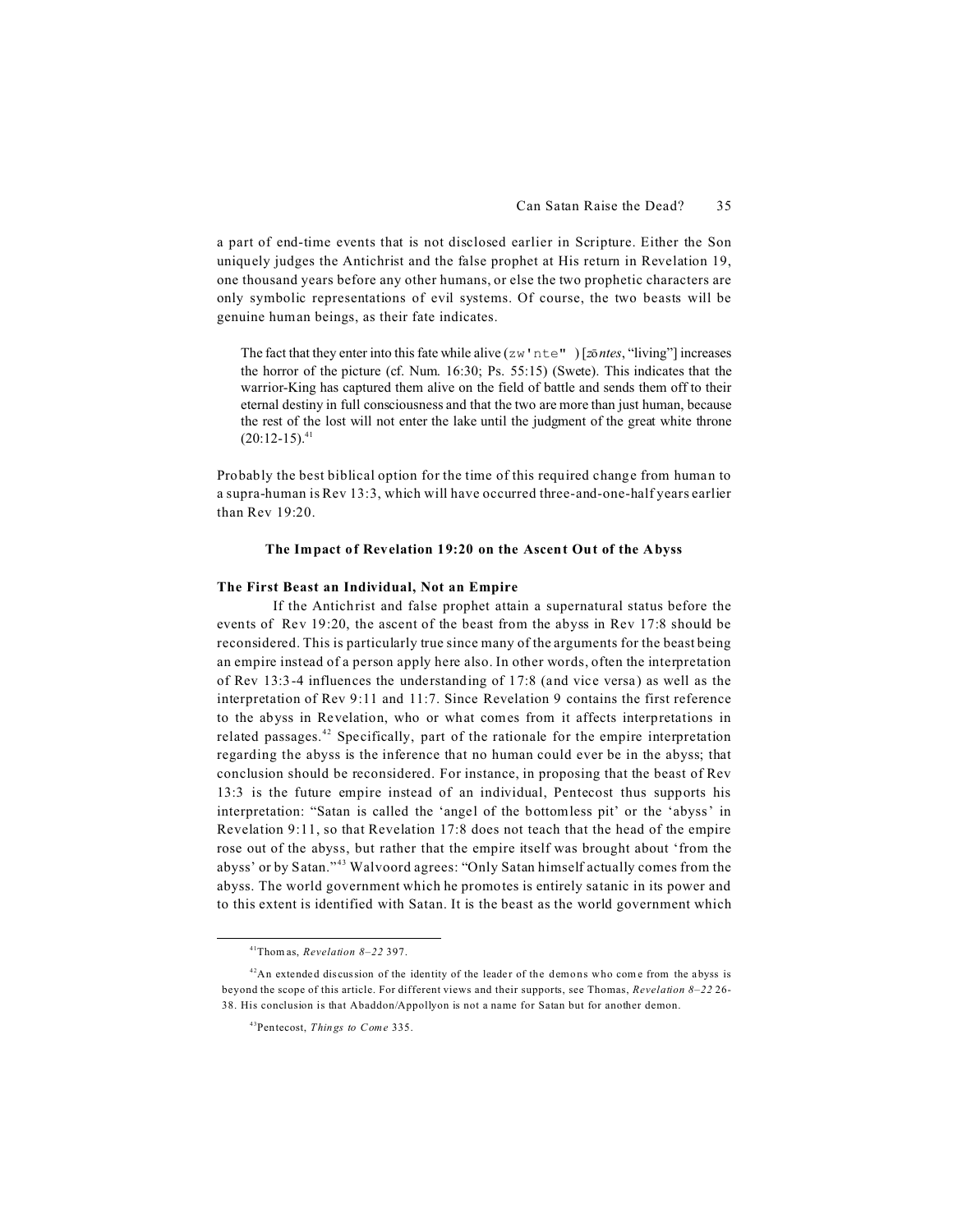a part of end-time events that is not disclosed earlier in Scripture. Either the Son uniquely judges the Antichrist and the false prophet at His return in Revelation 19, one thousand years before any other humans, or else the two prophetic characters are only symbolic representations of evil systems. Of course, the two beasts will be genuine human beings, as their fate indicates.

> The fact that they enter into this fate while alive (zw'nte") [*zōntes*, "living"] increases the horror of the picture (cf. Num. 16:30; Ps. 55:15) (Swete). This indicates that the warrior-King has captured them alive on the field of battle and sends them off to their eternal destiny in full consciousness and that the two are more than just human, because the rest of the lost will not enter the lake until the judgment of the great white throne (20:12-15).[41]

Probably the best biblical option for the time of this required change from human to a supra-human is Rev 13:3, which will have occurred three-and-one-half years earlier than Rev 19:20.

### The Impact of Revelation 19:20 on the Ascent Out of the Abyss

#### The First Beast an Individual, Not an Empire

If the Antichrist and false prophet attain a supernatural status before the events of Rev 19:20, the ascent of the beast from the abyss in Rev 17:8 should be reconsidered. This is particularly true since many of the arguments for the beast being an empire instead of a person apply here also. In other words, often the interpretation of Rev 13:3-4 influences the understanding of 17:8 (and vice versa) as well as the interpretation of Rev 9:11 and 11:7. Since Revelation 9 contains the first reference to the abyss in Revelation, who or what comes from it affects interpretations in related passages.[42] Specifically, part of the rationale for the empire interpretation regarding the abyss is the inference that no human could ever be in the abyss; that conclusion should be reconsidered. For instance, in proposing that the beast of Rev 13:3 is the future empire instead of an individual, Pentecost thus supports his interpretation: "Satan is called the 'angel of the bottomless pit' or the 'abyss' in Revelation 9:11, so that Revelation 17:8 does not teach that the head of the empire rose out of the abyss, but rather that the empire itself was brought about 'from the abyss' or by Satan."[43] Walvoord agrees: "Only Satan himself actually comes from the abyss. The world government which he promotes is entirely satanic in its power and to this extent is identified with Satan. It is the beast as the world government which

---

[41] Thomas, *Revelation 8–22* 397.

[42] An extended discussion of the identity of the leader of the demons who come from the abyss is beyond the scope of this article. For different views and their supports, see Thomas, *Revelation 8–22* 26-38. His conclusion is that Abaddon/Appollyon is not a name for Satan but for another demon.

[43] Pentecost, *Things to Come* 335.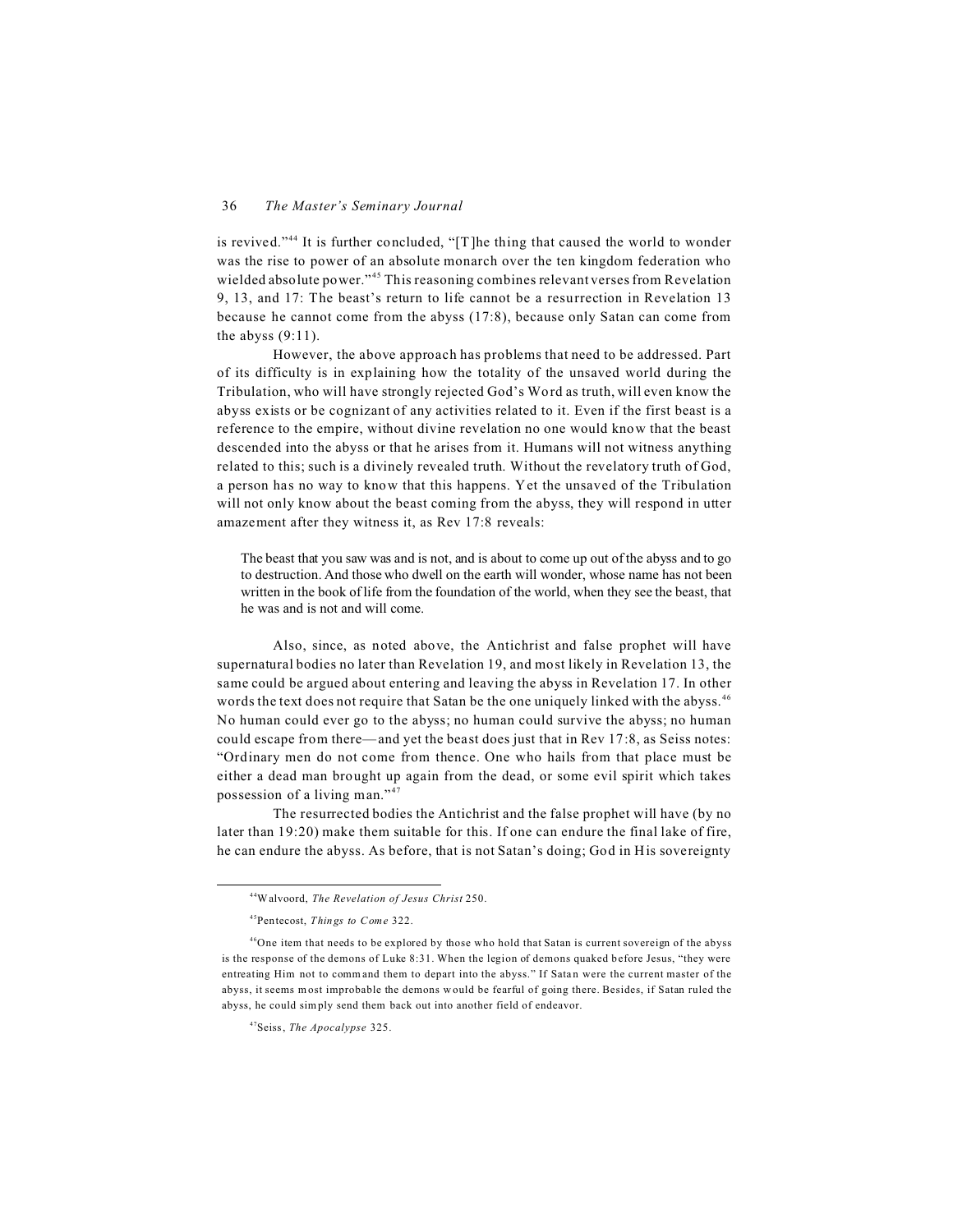is revived."[44] It is further concluded, "[T]he thing that caused the world to wonder was the rise to power of an absolute monarch over the ten kingdom federation who wielded absolute power."[45] This reasoning combines relevant verses from Revelation 9, 13, and 17: The beast's return to life cannot be a resurrection in Revelation 13 because he cannot come from the abyss (17:8), because only Satan can come from the abyss (9:11).

However, the above approach has problems that need to be addressed. Part of its difficulty is in explaining how the totality of the unsaved world during the Tribulation, who will have strongly rejected God's Word as truth, will even know the abyss exists or be cognizant of any activities related to it. Even if the first beast is a reference to the empire, without divine revelation no one would know that the beast descended into the abyss or that he arises from it. Humans will not witness anything related to this; such is a divinely revealed truth. Without the revelatory truth of God, a person has no way to know that this happens. Yet the unsaved of the Tribulation will not only know about the beast coming from the abyss, they will respond in utter amazement after they witness it, as Rev 17:8 reveals:

> The beast that you saw was and is not, and is about to come up out of the abyss and to go to destruction. And those who dwell on the earth will wonder, whose name has not been written in the book of life from the foundation of the world, when they see the beast, that he was and is not and will come.

Also, since, as noted above, the Antichrist and false prophet will have supernatural bodies no later than Revelation 19, and most likely in Revelation 13, the same could be argued about entering and leaving the abyss in Revelation 17. In other words the text does not require that Satan be the one uniquely linked with the abyss.[46] No human could ever go to the abyss; no human could survive the abyss; no human could escape from there—and yet the beast does just that in Rev 17:8, as Seiss notes: "Ordinary men do not come from thence. One who hails from that place must be either a dead man brought up again from the dead, or some evil spirit which takes possession of a living man."[47]

The resurrected bodies the Antichrist and the false prophet will have (by no later than 19:20) make them suitable for this. If one can endure the final lake of fire, he can endure the abyss. As before, that is not Satan's doing; God in His sovereignty

---

[44] Walvoord, *The Revelation of Jesus Christ* 250.

[45] Pentecost, *Things to Come* 322.

[46] One item that needs to be explored by those who hold that Satan is current sovereign of the abyss is the response of the demons of Luke 8:31. When the legion of demons quaked before Jesus, "they were entreating Him not to command them to depart into the abyss." If Satan were the current master of the abyss, it seems most improbable the demons would be fearful of going there. Besides, if Satan ruled the abyss, he could simply send them back out into another field of endeavor.

[47] Seiss, *The Apocalypse* 325.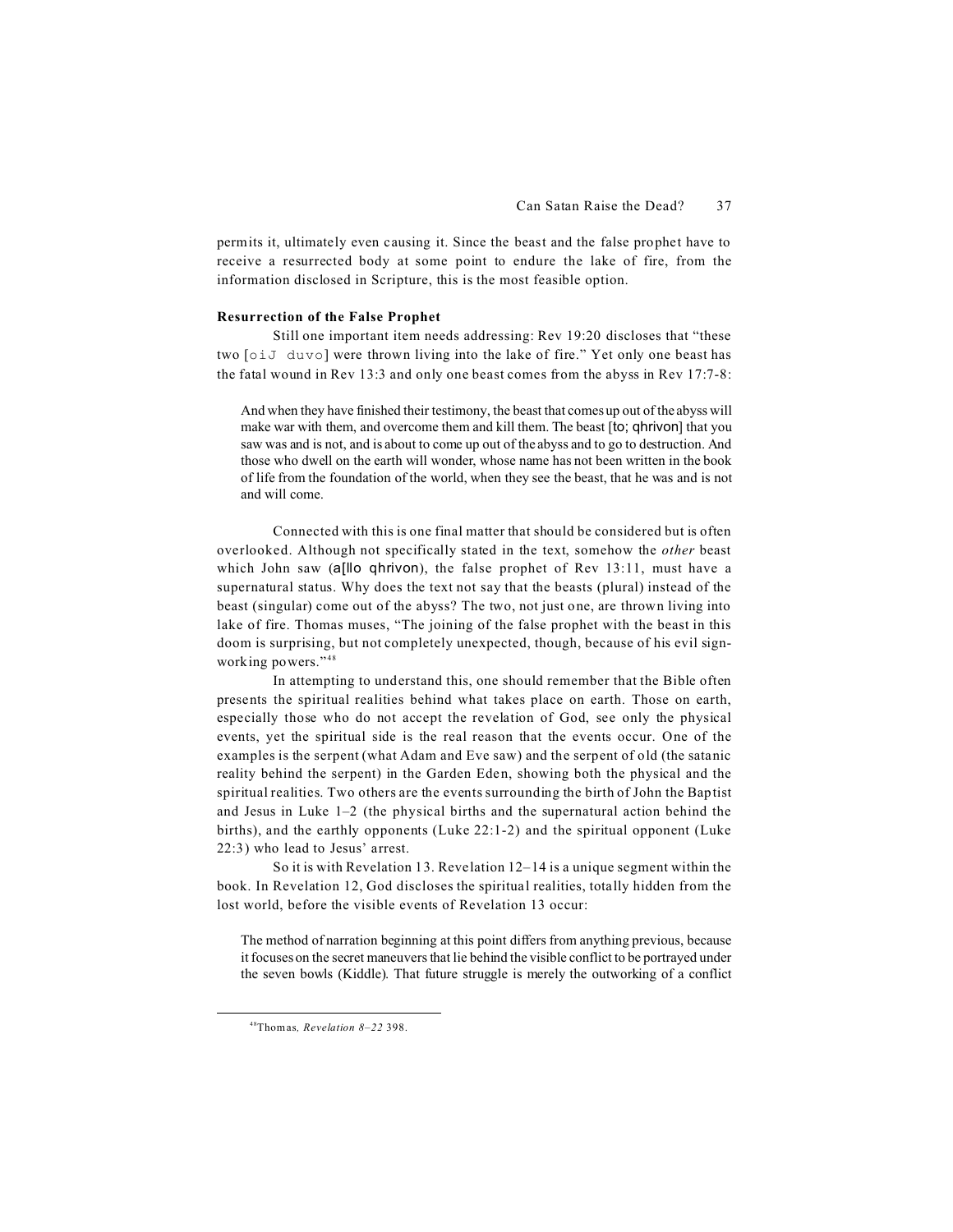permits it, ultimately even causing it. Since the beast and the false prophet have to receive a resurrected body at some point to endure the lake of fire, from the information disclosed in Scripture, this is the most feasible option.

**Resurrection of the False Prophet**

Still one important item needs addressing: Rev 19:20 discloses that "these two [oiJ duvo] were thrown living into the lake of fire." Yet only one beast has the fatal wound in Rev 13:3 and only one beast comes from the abyss in Rev 17:7-8:

> And when they have finished their testimony, the beast that comes up out of the abyss will make war with them, and overcome them and kill them. The beast [to; qhrivon] that you saw was and is not, and is about to come up out of the abyss and to go to destruction. And those who dwell on the earth will wonder, whose name has not been written in the book of life from the foundation of the world, when they see the beast, that he was and is not and will come.

Connected with this is one final matter that should be considered but is often overlooked. Although not specifically stated in the text, somehow the *other* beast which John saw (a[llo qhrivon), the false prophet of Rev 13:11, must have a supernatural status. Why does the text not say that the beasts (plural) instead of the beast (singular) come out of the abyss? The two, not just one, are thrown living into lake of fire. Thomas muses, "The joining of the false prophet with the beast in this doom is surprising, but not completely unexpected, though, because of his evil sign-working powers."[48]

In attempting to understand this, one should remember that the Bible often presents the spiritual realities behind what takes place on earth. Those on earth, especially those who do not accept the revelation of God, see only the physical events, yet the spiritual side is the real reason that the events occur. One of the examples is the serpent (what Adam and Eve saw) and the serpent of old (the satanic reality behind the serpent) in the Garden Eden, showing both the physical and the spiritual realities. Two others are the events surrounding the birth of John the Baptist and Jesus in Luke 1–2 (the physical births and the supernatural action behind the births), and the earthly opponents (Luke 22:1-2) and the spiritual opponent (Luke 22:3) who lead to Jesus' arrest.

So it is with Revelation 13. Revelation 12–14 is a unique segment within the book. In Revelation 12, God discloses the spiritual realities, totally hidden from the lost world, before the visible events of Revelation 13 occur:

> The method of narration beginning at this point differs from anything previous, because it focuses on the secret maneuvers that lie behind the visible conflict to be portrayed under the seven bowls (Kiddle). That future struggle is merely the outworking of a conflict

---

[48] Thomas, *Revelation 8–22* 398.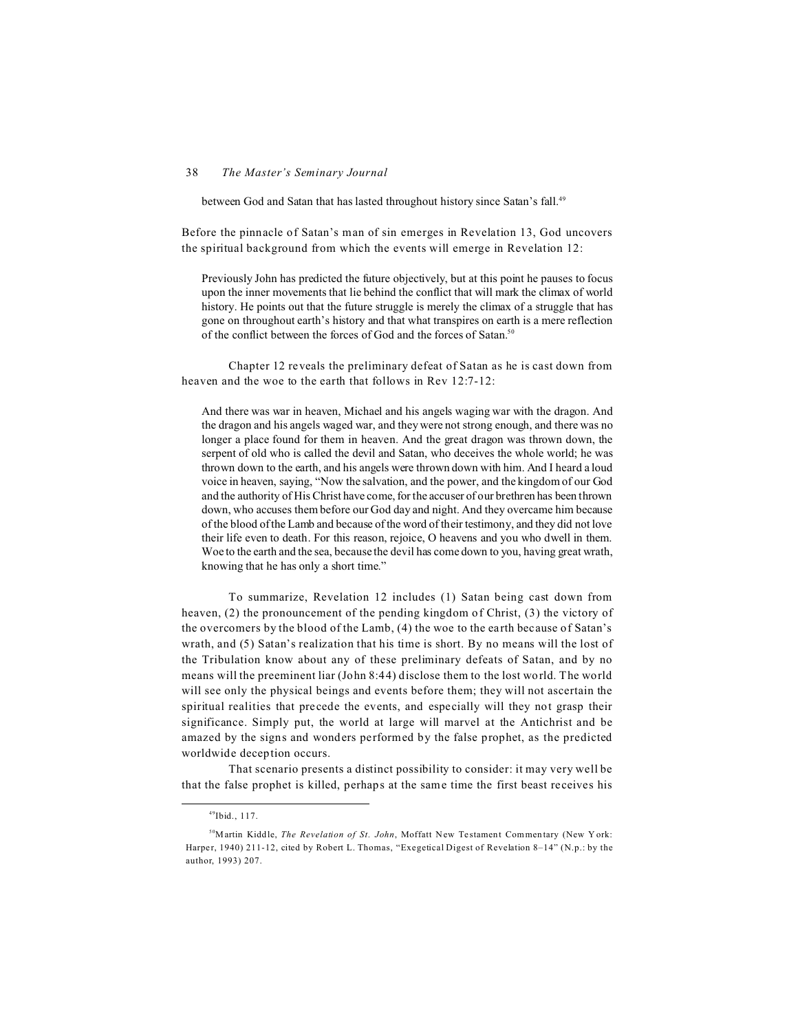> between God and Satan that has lasted throughout history since Satan's fall.[49]

Before the pinnacle of Satan's man of sin emerges in Revelation 13, God uncovers the spiritual background from which the events will emerge in Revelation 12:

> Previously John has predicted the future objectively, but at this point he pauses to focus upon the inner movements that lie behind the conflict that will mark the climax of world history. He points out that the future struggle is merely the climax of a struggle that has gone on throughout earth's history and that what transpires on earth is a mere reflection of the conflict between the forces of God and the forces of Satan.[50]

Chapter 12 reveals the preliminary defeat of Satan as he is cast down from heaven and the woe to the earth that follows in Rev 12:7-12:

> And there was war in heaven, Michael and his angels waging war with the dragon. And the dragon and his angels waged war, and they were not strong enough, and there was no longer a place found for them in heaven. And the great dragon was thrown down, the serpent of old who is called the devil and Satan, who deceives the whole world; he was thrown down to the earth, and his angels were thrown down with him. And I heard a loud voice in heaven, saying, "Now the salvation, and the power, and the kingdom of our God and the authority of His Christ have come, for the accuser of our brethren has been thrown down, who accuses them before our God day and night. And they overcame him because of the blood of the Lamb and because of the word of their testimony, and they did not love their life even to death. For this reason, rejoice, O heavens and you who dwell in them. Woe to the earth and the sea, because the devil has come down to you, having great wrath, knowing that he has only a short time."

To summarize, Revelation 12 includes (1) Satan being cast down from heaven, (2) the pronouncement of the pending kingdom of Christ, (3) the victory of the overcomers by the blood of the Lamb, (4) the woe to the earth because of Satan's wrath, and (5) Satan's realization that his time is short. By no means will the lost of the Tribulation know about any of these preliminary defeats of Satan, and by no means will the preeminent liar (John 8:44) disclose them to the lost world. The world will see only the physical beings and events before them; they will not ascertain the spiritual realities that precede the events, and especially will they not grasp their significance. Simply put, the world at large will marvel at the Antichrist and be amazed by the signs and wonders performed by the false prophet, as the predicted worldwide deception occurs.

That scenario presents a distinct possibility to consider: it may very well be that the false prophet is killed, perhaps at the same time the first beast receives his

---

[49] Ibid., 117.

[50] Martin Kiddle, *The Revelation of St. John*, Moffatt New Testament Commentary (New York: Harper, 1940) 211-12, cited by Robert L. Thomas, "Exegetical Digest of Revelation 8–14" (N.p.: by the author, 1993) 207.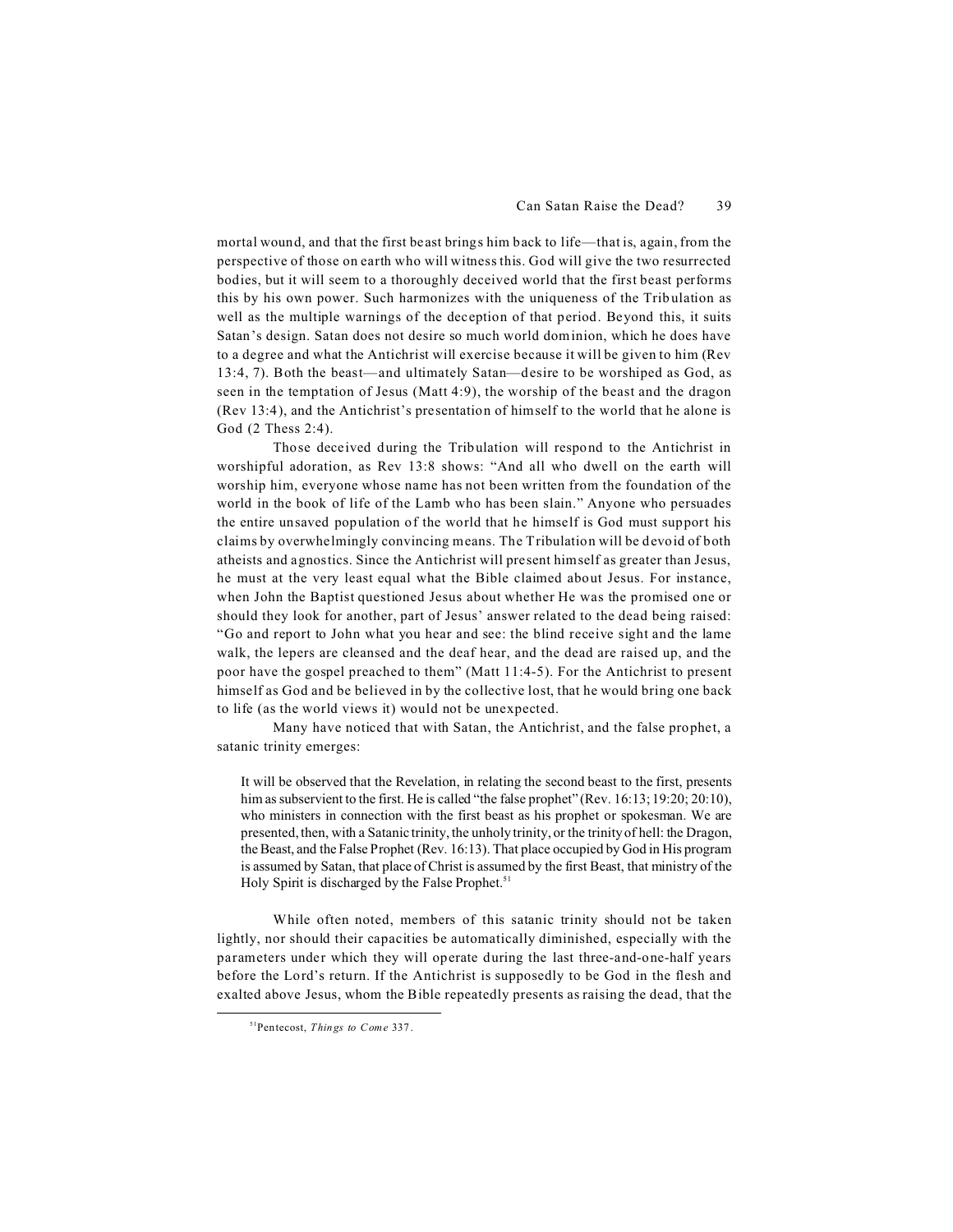mortal wound, and that the first beast brings him back to life—that is, again, from the perspective of those on earth who will witness this. God will give the two resurrected bodies, but it will seem to a thoroughly deceived world that the first beast performs this by his own power. Such harmonizes with the uniqueness of the Tribulation as well as the multiple warnings of the deception of that period. Beyond this, it suits Satan's design. Satan does not desire so much world dominion, which he does have to a degree and what the Antichrist will exercise because it will be given to him (Rev 13:4, 7). Both the beast—and ultimately Satan—desire to be worshiped as God, as seen in the temptation of Jesus (Matt 4:9), the worship of the beast and the dragon (Rev 13:4), and the Antichrist's presentation of himself to the world that he alone is God (2 Thess 2:4).

Those deceived during the Tribulation will respond to the Antichrist in worshipful adoration, as Rev 13:8 shows: "And all who dwell on the earth will worship him, everyone whose name has not been written from the foundation of the world in the book of life of the Lamb who has been slain." Anyone who persuades the entire unsaved population of the world that he himself is God must support his claims by overwhelmingly convincing means. The Tribulation will be devoid of both atheists and agnostics. Since the Antichrist will present himself as greater than Jesus, he must at the very least equal what the Bible claimed about Jesus. For instance, when John the Baptist questioned Jesus about whether He was the promised one or should they look for another, part of Jesus' answer related to the dead being raised: "Go and report to John what you hear and see: the blind receive sight and the lame walk, the lepers are cleansed and the deaf hear, and the dead are raised up, and the poor have the gospel preached to them" (Matt 11:4-5). For the Antichrist to present himself as God and be believed in by the collective lost, that he would bring one back to life (as the world views it) would not be unexpected.

Many have noticed that with Satan, the Antichrist, and the false prophet, a satanic trinity emerges:

> It will be observed that the Revelation, in relating the second beast to the first, presents him as subservient to the first. He is called "the false prophet" (Rev. 16:13; 19:20; 20:10), who ministers in connection with the first beast as his prophet or spokesman. We are presented, then, with a Satanic trinity, the unholy trinity, or the trinity of hell: the Dragon, the Beast, and the False Prophet (Rev. 16:13). That place occupied by God in His program is assumed by Satan, that place of Christ is assumed by the first Beast, that ministry of the Holy Spirit is discharged by the False Prophet.[51]

While often noted, members of this satanic trinity should not be taken lightly, nor should their capacities be automatically diminished, especially with the parameters under which they will operate during the last three-and-one-half years before the Lord's return. If the Antichrist is supposedly to be God in the flesh and exalted above Jesus, whom the Bible repeatedly presents as raising the dead, that the

[51] Pentecost, *Things to Come* 337.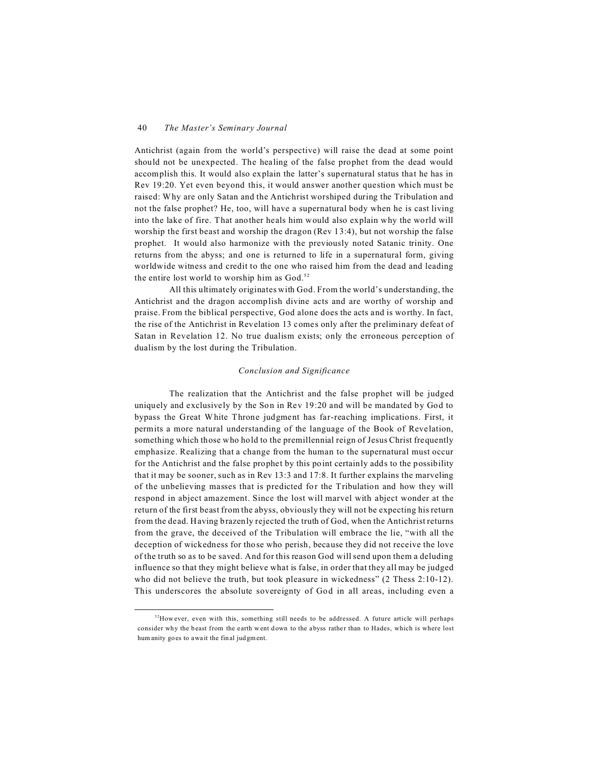Antichrist (again from the world's perspective) will raise the dead at some point should not be unexpected. The healing of the false prophet from the dead would accomplish this. It would also explain the latter's supernatural status that he has in Rev 19:20. Yet even beyond this, it would answer another question which must be raised: Why are only Satan and the Antichrist worshiped during the Tribulation and not the false prophet? He, too, will have a supernatural body when he is cast living into the lake of fire. That another heals him would also explain why the world will worship the first beast and worship the dragon (Rev 13:4), but not worship the false prophet. It would also harmonize with the previously noted Satanic trinity. One returns from the abyss; and one is returned to life in a supernatural form, giving worldwide witness and credit to the one who raised him from the dead and leading the entire lost world to worship him as God.[52]

All this ultimately originates with God. From the world's understanding, the Antichrist and the dragon accomplish divine acts and are worthy of worship and praise. From the biblical perspective, God alone does the acts and is worthy. In fact, the rise of the Antichrist in Revelation 13 comes only after the preliminary defeat of Satan in Revelation 12. No true dualism exists; only the erroneous perception of dualism by the lost during the Tribulation.

### *Conclusion and Significance*

The realization that the Antichrist and the false prophet will be judged uniquely and exclusively by the Son in Rev 19:20 and will be mandated by God to bypass the Great White Throne judgment has far-reaching implications. First, it permits a more natural understanding of the language of the Book of Revelation, something which those who hold to the premillennial reign of Jesus Christ frequently emphasize. Realizing that a change from the human to the supernatural must occur for the Antichrist and the false prophet by this point certainly adds to the possibility that it may be sooner, such as in Rev 13:3 and 17:8. It further explains the marveling of the unbelieving masses that is predicted for the Tribulation and how they will respond in abject amazement. Since the lost will marvel with abject wonder at the return of the first beast from the abyss, obviously they will not be expecting his return from the dead. Having brazenly rejected the truth of God, when the Antichrist returns from the grave, the deceived of the Tribulation will embrace the lie, "with all the deception of wickedness for those who perish, because they did not receive the love of the truth so as to be saved. And for this reason God will send upon them a deluding influence so that they might believe what is false, in order that they all may be judged who did not believe the truth, but took pleasure in wickedness" (2 Thess 2:10-12). This underscores the absolute sovereignty of God in all areas, including even a

[52]However, even with this, something still needs to be addressed. A future article will perhaps consider why the beast from the earth went down to the abyss rather than to Hades, which is where lost humanity goes to await the final judgment.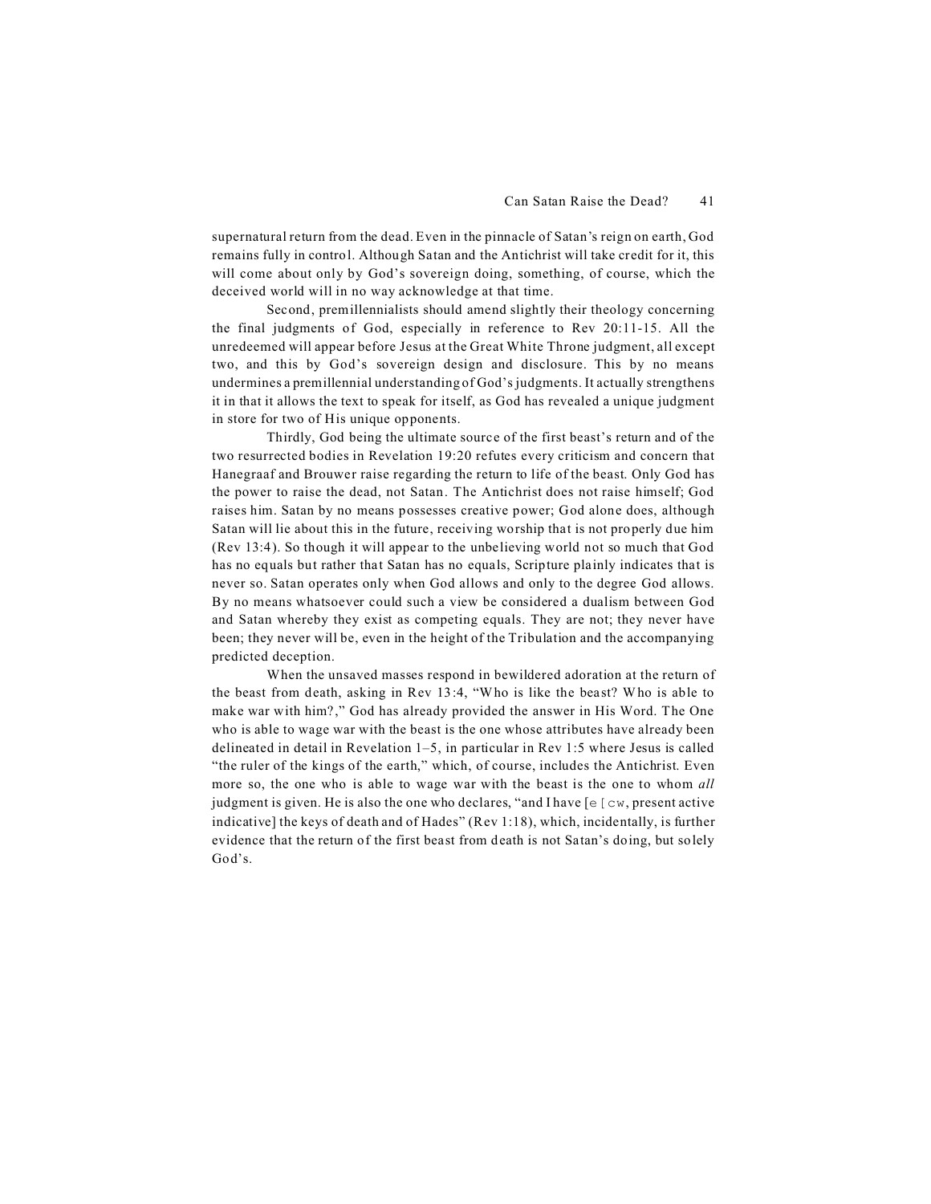supernatural return from the dead. Even in the pinnacle of Satan's reign on earth, God remains fully in control. Although Satan and the Antichrist will take credit for it, this will come about only by God's sovereign doing, something, of course, which the deceived world will in no way acknowledge at that time.

Second, premillennialists should amend slightly their theology concerning the final judgments of God, especially in reference to Rev 20:11-15. All the unredeemed will appear before Jesus at the Great White Throne judgment, all except two, and this by God's sovereign design and disclosure. This by no means undermines a premillennial understanding of God's judgments. It actually strengthens it in that it allows the text to speak for itself, as God has revealed a unique judgment in store for two of His unique opponents.

Thirdly, God being the ultimate source of the first beast's return and of the two resurrected bodies in Revelation 19:20 refutes every criticism and concern that Hanegraaf and Brouwer raise regarding the return to life of the beast. Only God has the power to raise the dead, not Satan. The Antichrist does not raise himself; God raises him. Satan by no means possesses creative power; God alone does, although Satan will lie about this in the future, receiving worship that is not properly due him (Rev 13:4). So though it will appear to the unbelieving world not so much that God has no equals but rather that Satan has no equals, Scripture plainly indicates that is never so. Satan operates only when God allows and only to the degree God allows. By no means whatsoever could such a view be considered a dualism between God and Satan whereby they exist as competing equals. They are not; they never have been; they never will be, even in the height of the Tribulation and the accompanying predicted deception.

When the unsaved masses respond in bewildered adoration at the return of the beast from death, asking in Rev 13:4, "Who is like the beast? Who is able to make war with him?," God has already provided the answer in His Word. The One who is able to wage war with the beast is the one whose attributes have already been delineated in detail in Revelation 1–5, in particular in Rev 1:5 where Jesus is called "the ruler of the kings of the earth," which, of course, includes the Antichrist. Even more so, the one who is able to wage war with the beast is the one to whom *all* judgment is given. He is also the one who declares, "and I have [e[cw, present active indicative] the keys of death and of Hades" (Rev 1:18), which, incidentally, is further evidence that the return of the first beast from death is not Satan's doing, but solely God's.